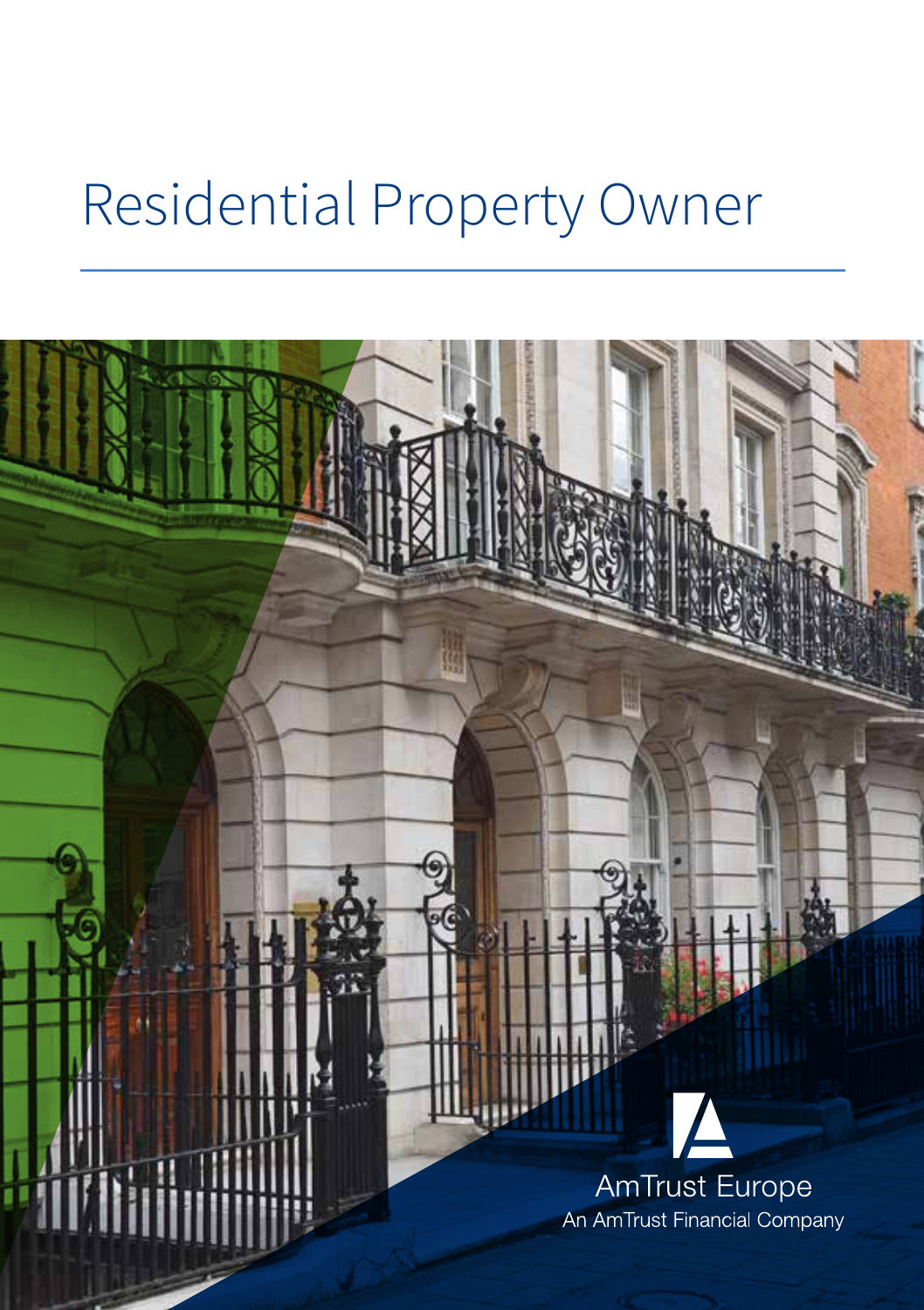# Residential Property Owner

AmTrust Europe

An AmTrust Financial Company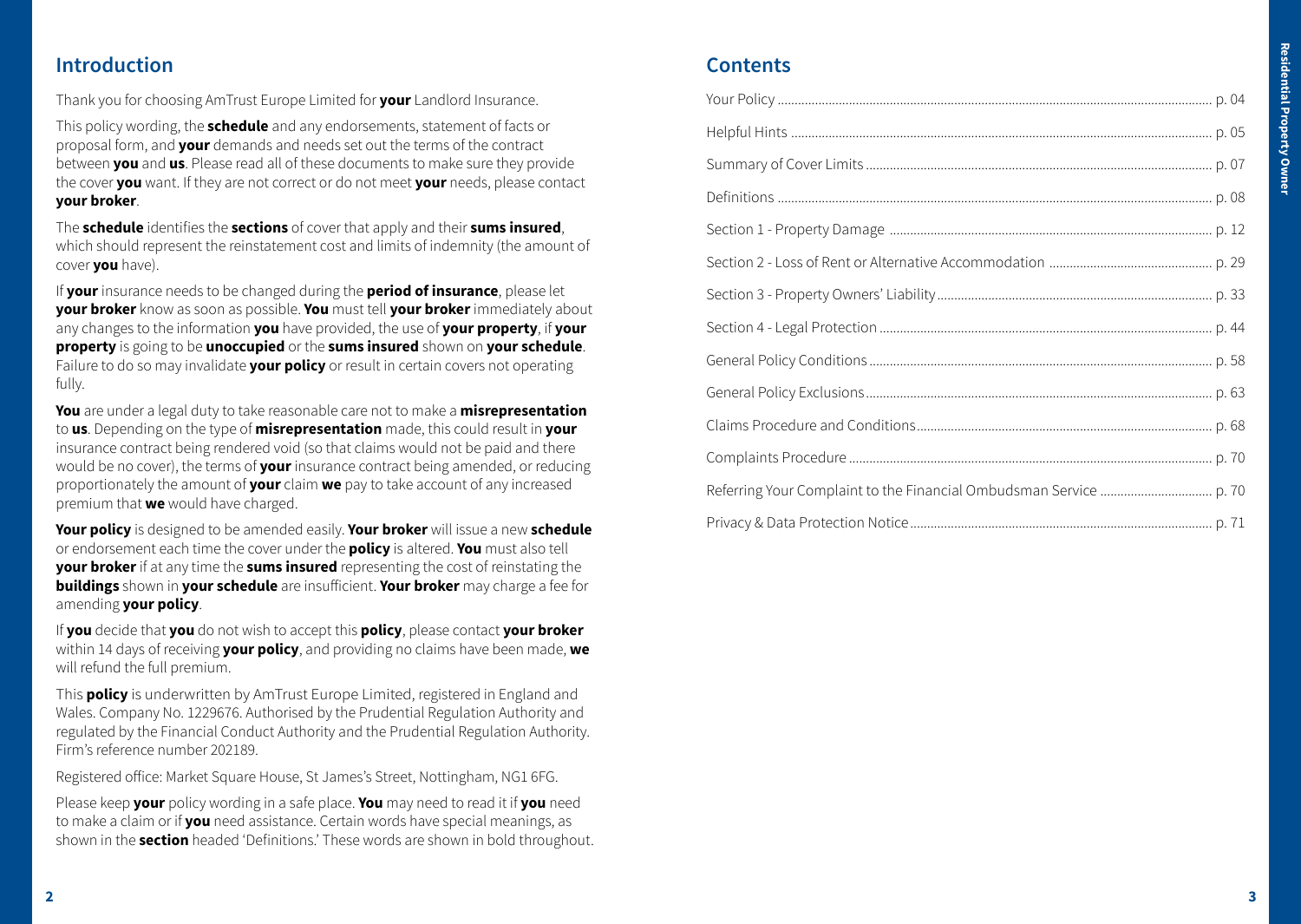## Introduction

Thank you for choosing AmTrust Europe Limited for **your** Landlord Insurance.

This policy wording, the **schedule** and any endorsements, statement of facts or proposal form, and **your** demands and needs set out the terms of the contract between **you** and **us**. Please read all of these documents to make sure they provide the cover **you** want. If they are not correct or do not meet **your** needs, please contact **your broker**.

The **schedule** identifies the **sections** of cover that apply and their **sums insured**, which should represent the reinstatement cost and limits of indemnity (the amount of cover **you** have).

If **your** insurance needs to be changed during the **period of insurance**, please let **your broker** know as soon as possible. **You** must tell **your broker** immediately about any changes to the information **you** have provided, the use of **your property**, if **your property** is going to be **unoccupied** or the **sums insured** shown on **your schedule**. Failure to do so may invalidate **your policy** or result in certain covers not operating fully.

**You** are under a legal duty to take reasonable care not to make a **misrepresentation** to **us**. Depending on the type of **misrepresentation** made, this could result in **your** insurance contract being rendered void (so that claims would not be paid and there would be no cover), the terms of **your** insurance contract being amended, or reducing proportionately the amount of **your** claim **we** pay to take account of any increased premium that **we** would have charged.

**Your policy** is designed to be amended easily. **Your broker** will issue a new **schedule** or endorsement each time the cover under the **policy** is altered. **You** must also tell **your broker** if at any time the **sums insured** representing the cost of reinstating the **buildings** shown in **your schedule** are insufficient. **Your broker** may charge a fee for amending **your policy**.

If **you** decide that **you** do not wish to accept this **policy**, please contact **your broker** within 14 days of receiving **your policy**, and providing no claims have been made, **we** will refund the full premium.

This **policy** is underwritten by AmTrust Europe Limited, registered in England and Wales. Company No. 1229676. Authorised by the Prudential Regulation Authority and regulated by the Financial Conduct Authority and the Prudential Regulation Authority. Firm's reference number 202189.

Registered office: Market Square House, St James's Street, Nottingham, NG1 6FG.

Please keep **your** policy wording in a safe place. **You** may need to read it if **you** need to make a claim or if **you** need assistance. Certain words have special meanings, as shown in the **section** headed 'Definitions.' These words are shown in bold throughout.

## Contents

| | |
|---|---|
| Your Policy | p. 04 |
| Helpful Hints | p. 05 |
| Summary of Cover Limits | p. 07 |
| Definitions | p. 08 |
| Section 1 - Property Damage | p. 12 |
| Section 2 - Loss of Rent or Alternative Accommodation | p. 29 |
| Section 3 - Property Owners' Liability | p. 33 |
| Section 4 - Legal Protection | p. 44 |
| General Policy Conditions | p. 58 |
| General Policy Exclusions | p. 63 |
| Claims Procedure and Conditions | p. 68 |
| Complaints Procedure | p. 70 |
| Referring Your Complaint to the Financial Ombudsman Service | p. 70 |
| Privacy & Data Protection Notice | p. 71 |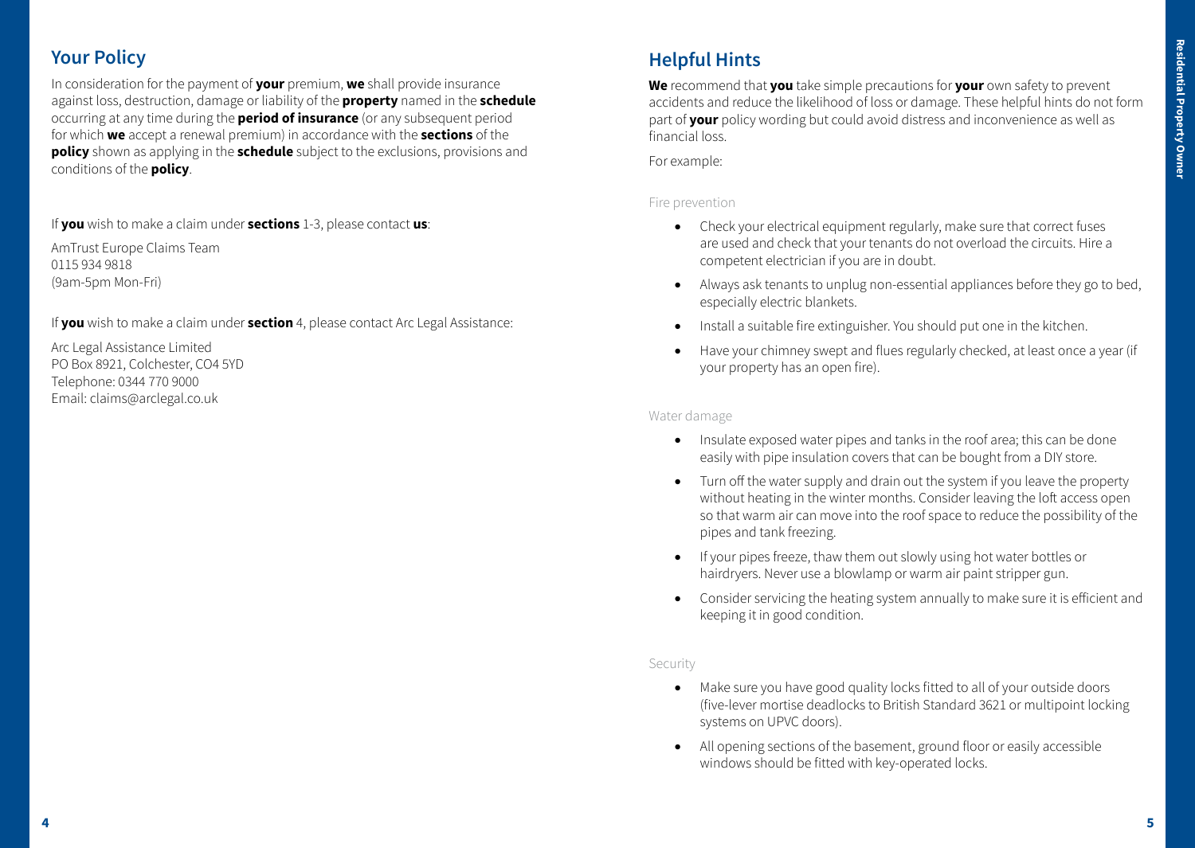## Your Policy

In consideration for the payment of **your** premium, **we** shall provide insurance against loss, destruction, damage or liability of the **property** named in the **schedule** occurring at any time during the **period of insurance** (or any subsequent period for which **we** accept a renewal premium) in accordance with the **sections** of the **policy** shown as applying in the **schedule** subject to the exclusions, provisions and conditions of the **policy**.

If **you** wish to make a claim under **sections** 1-3, please contact **us**:

AmTrust Europe Claims Team
0115 934 9818
(9am-5pm Mon-Fri)

If **you** wish to make a claim under **section** 4, please contact Arc Legal Assistance:

Arc Legal Assistance Limited
PO Box 8921, Colchester, CO4 5YD
Telephone: 0344 770 9000
Email: claims@arclegal.co.uk

## Helpful Hints

**We** recommend that **you** take simple precautions for **your** own safety to prevent accidents and reduce the likelihood of loss or damage. These helpful hints do not form part of **your** policy wording but could avoid distress and inconvenience as well as financial loss.

For example:

### Fire prevention

- Check your electrical equipment regularly, make sure that correct fuses are used and check that your tenants do not overload the circuits. Hire a competent electrician if you are in doubt.
- Always ask tenants to unplug non-essential appliances before they go to bed, especially electric blankets.
- Install a suitable fire extinguisher. You should put one in the kitchen.
- Have your chimney swept and flues regularly checked, at least once a year (if your property has an open fire).

### Water damage

- Insulate exposed water pipes and tanks in the roof area; this can be done easily with pipe insulation covers that can be bought from a DIY store.
- Turn off the water supply and drain out the system if you leave the property without heating in the winter months. Consider leaving the loft access open so that warm air can move into the roof space to reduce the possibility of the pipes and tank freezing.
- If your pipes freeze, thaw them out slowly using hot water bottles or hairdryers. Never use a blowlamp or warm air paint stripper gun.
- Consider servicing the heating system annually to make sure it is efficient and keeping it in good condition.

### Security

- Make sure you have good quality locks fitted to all of your outside doors (five-lever mortise deadlocks to British Standard 3621 or multipoint locking systems on UPVC doors).
- All opening sections of the basement, ground floor or easily accessible windows should be fitted with key-operated locks.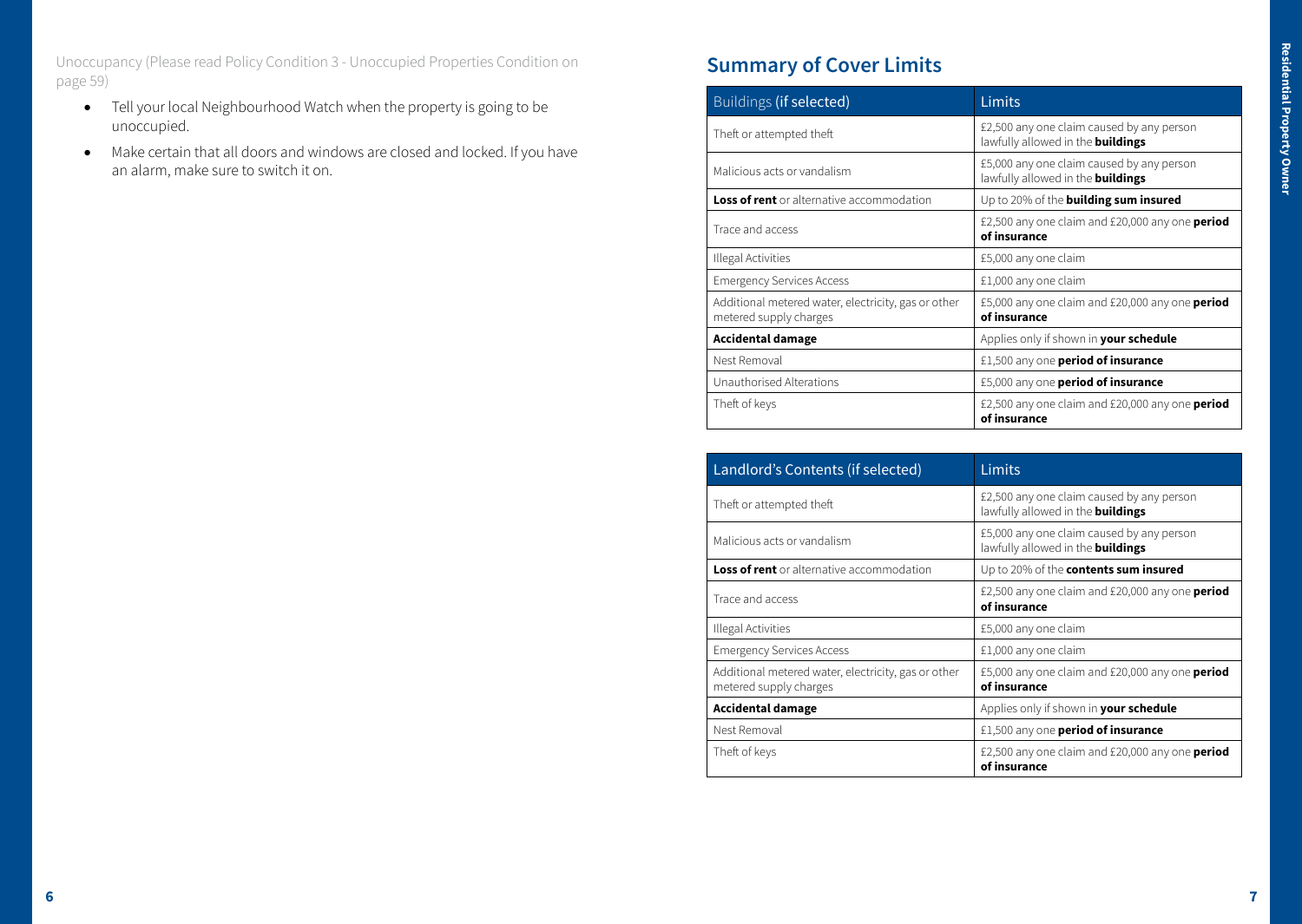Unoccupancy (Please read Policy Condition 3 - Unoccupied Properties Condition on page 59)

- Tell your local Neighbourhood Watch when the property is going to be unoccupied.
- Make certain that all doors and windows are closed and locked. If you have an alarm, make sure to switch it on.

## Summary of Cover Limits

| Buildings **(if selected)** | Limits |
|---|---|
| Theft or attempted theft | £2,500 any one claim caused by any person lawfully allowed in the **buildings** |
| Malicious acts or vandalism | £5,000 any one claim caused by any person lawfully allowed in the **buildings** |
| **Loss of rent** or alternative accommodation | Up to 20% of the **building sum insured** |
| Trace and access | £2,500 any one claim and £20,000 any one **period of insurance** |
| Illegal Activities | £5,000 any one claim |
| Emergency Services Access | £1,000 any one claim |
| Additional metered water, electricity, gas or other metered supply charges | £5,000 any one claim and £20,000 any one **period of insurance** |
| **Accidental damage** | Applies only if shown in **your schedule** |
| Nest Removal | £1,500 any one **period of insurance** |
| Unauthorised Alterations | £5,000 any one **period of insurance** |
| Theft of keys | £2,500 any one claim and £20,000 any one **period of insurance** |

| Landlord's Contents (if selected) | Limits |
|---|---|
| Theft or attempted theft | £2,500 any one claim caused by any person lawfully allowed in the **buildings** |
| Malicious acts or vandalism | £5,000 any one claim caused by any person lawfully allowed in the **buildings** |
| **Loss of rent** or alternative accommodation | Up to 20% of the **contents sum insured** |
| Trace and access | £2,500 any one claim and £20,000 any one **period of insurance** |
| Illegal Activities | £5,000 any one claim |
| Emergency Services Access | £1,000 any one claim |
| Additional metered water, electricity, gas or other metered supply charges | £5,000 any one claim and £20,000 any one **period of insurance** |
| **Accidental damage** | Applies only if shown in **your schedule** |
| Nest Removal | £1,500 any one **period of insurance** |
| Theft of keys | £2,500 any one claim and £20,000 any one **period of insurance** |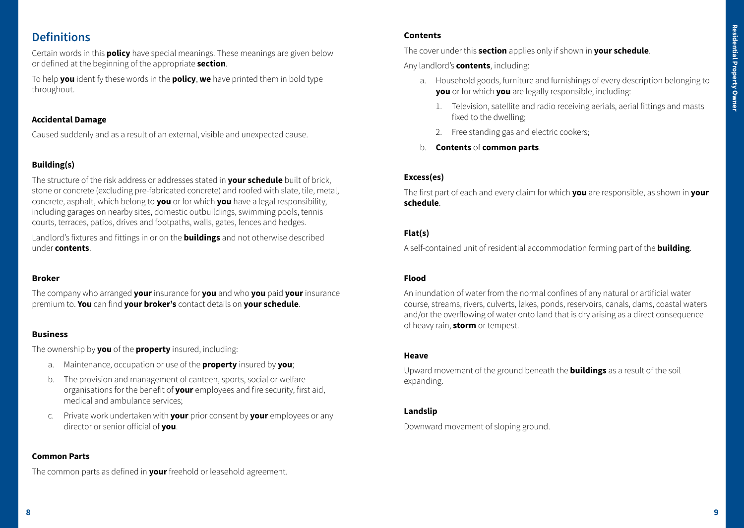## Definitions

Certain words in this **policy** have special meanings. These meanings are given below or defined at the beginning of the appropriate **section**.

To help **you** identify these words in the **policy**, **we** have printed them in bold type throughout.

### Accidental Damage

Caused suddenly and as a result of an external, visible and unexpected cause.

### Building(s)

The structure of the risk address or addresses stated in **your schedule** built of brick, stone or concrete (excluding pre-fabricated concrete) and roofed with slate, tile, metal, concrete, asphalt, which belong to **you** or for which **you** have a legal responsibility, including garages on nearby sites, domestic outbuildings, swimming pools, tennis courts, terraces, patios, drives and footpaths, walls, gates, fences and hedges.

Landlord's fixtures and fittings in or on the **buildings** and not otherwise described under **contents**.

### Broker

The company who arranged **your** insurance for **you** and who **you** paid **your** insurance premium to. **You** can find **your broker's** contact details on **your schedule**.

### Business

The ownership by **you** of the **property** insured, including:

a. Maintenance, occupation or use of the **property** insured by **you**;

b. The provision and management of canteen, sports, social or welfare organisations for the benefit of **your** employees and fire security, first aid, medical and ambulance services;

c. Private work undertaken with **your** prior consent by **your** employees or any director or senior official of **you**.

### Common Parts

The common parts as defined in **your** freehold or leasehold agreement.

### Contents

The cover under this **section** applies only if shown in **your schedule**.

Any landlord's **contents**, including:

a. Household goods, furniture and furnishings of every description belonging to **you** or for which **you** are legally responsible, including:

   1. Television, satellite and radio receiving aerials, aerial fittings and masts fixed to the dwelling;

   2. Free standing gas and electric cookers;

b. **Contents** of **common parts**.

### Excess(es)

The first part of each and every claim for which **you** are responsible, as shown in **your schedule**.

### Flat(s)

A self-contained unit of residential accommodation forming part of the **building**.

### Flood

An inundation of water from the normal confines of any natural or artificial water course, streams, rivers, culverts, lakes, ponds, reservoirs, canals, dams, coastal waters and/or the overflowing of water onto land that is dry arising as a direct consequence of heavy rain, **storm** or tempest.

### Heave

Upward movement of the ground beneath the **buildings** as a result of the soil expanding.

### Landslip

Downward movement of sloping ground.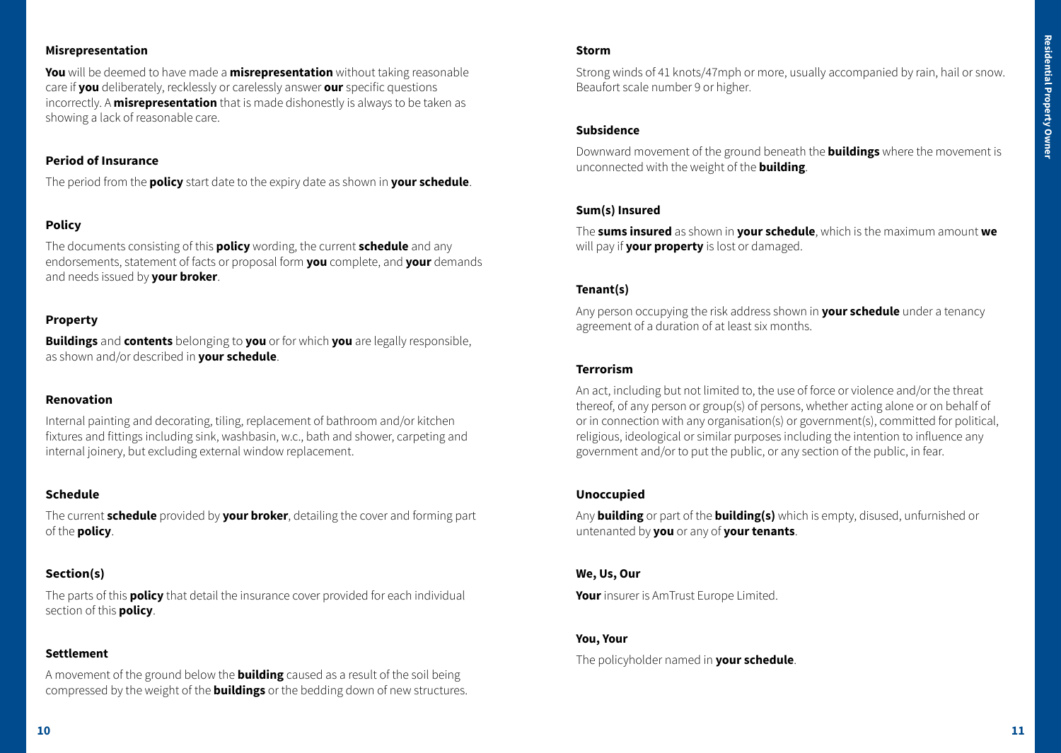### Misrepresentation

**You** will be deemed to have made a **misrepresentation** without taking reasonable care if **you** deliberately, recklessly or carelessly answer **our** specific questions incorrectly. A **misrepresentation** that is made dishonestly is always to be taken as showing a lack of reasonable care.

### Period of Insurance

The period from the **policy** start date to the expiry date as shown in **your schedule**.

### Policy

The documents consisting of this **policy** wording, the current **schedule** and any endorsements, statement of facts or proposal form **you** complete, and **your** demands and needs issued by **your broker**.

### Property

**Buildings** and **contents** belonging to **you** or for which **you** are legally responsible, as shown and/or described in **your schedule**.

### Renovation

Internal painting and decorating, tiling, replacement of bathroom and/or kitchen fixtures and fittings including sink, washbasin, w.c., bath and shower, carpeting and internal joinery, but excluding external window replacement.

### Schedule

The current **schedule** provided by **your broker**, detailing the cover and forming part of the **policy**.

### Section(s)

The parts of this **policy** that detail the insurance cover provided for each individual section of this **policy**.

### Settlement

A movement of the ground below the **building** caused as a result of the soil being compressed by the weight of the **buildings** or the bedding down of new structures.

### Storm

Strong winds of 41 knots/47mph or more, usually accompanied by rain, hail or snow. Beaufort scale number 9 or higher.

### Subsidence

Downward movement of the ground beneath the **buildings** where the movement is unconnected with the weight of the **building**.

### Sum(s) Insured

The **sums insured** as shown in **your schedule**, which is the maximum amount **we** will pay if **your property** is lost or damaged.

### Tenant(s)

Any person occupying the risk address shown in **your schedule** under a tenancy agreement of a duration of at least six months.

### Terrorism

An act, including but not limited to, the use of force or violence and/or the threat thereof, of any person or group(s) of persons, whether acting alone or on behalf of or in connection with any organisation(s) or government(s), committed for political, religious, ideological or similar purposes including the intention to influence any government and/or to put the public, or any section of the public, in fear.

### Unoccupied

Any **building** or part of the **building(s)** which is empty, disused, unfurnished or untenanted by **you** or any of **your tenants**.

### We, Us, Our

**Your** insurer is AmTrust Europe Limited.

### You, Your

The policyholder named in **your schedule**.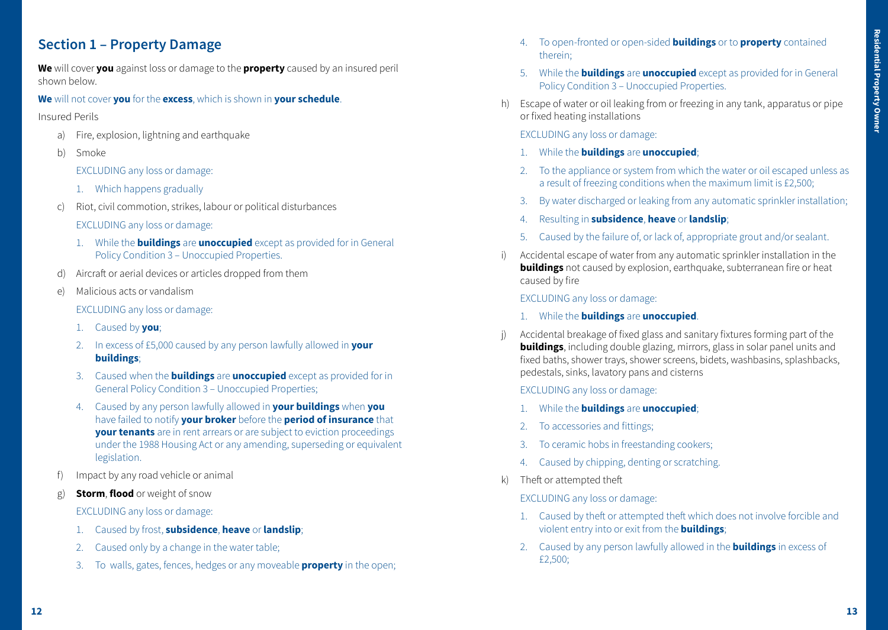## Section 1 – Property Damage

**We** will cover **you** against loss or damage to the **property** caused by an insured peril shown below.

**We** will not cover **you** for the **excess**, which is shown in **your schedule**.

Insured Perils

a) Fire, explosion, lightning and earthquake

b) Smoke

   EXCLUDING any loss or damage:

   1. Which happens gradually

c) Riot, civil commotion, strikes, labour or political disturbances

   EXCLUDING any loss or damage:

   1. While the **buildings** are **unoccupied** except as provided for in General Policy Condition 3 – Unoccupied Properties.

d) Aircraft or aerial devices or articles dropped from them

e) Malicious acts or vandalism

   EXCLUDING any loss or damage:

   1. Caused by **you**;
   2. In excess of £5,000 caused by any person lawfully allowed in **your buildings**;
   3. Caused when the **buildings** are **unoccupied** except as provided for in General Policy Condition 3 – Unoccupied Properties;
   4. Caused by any person lawfully allowed in **your buildings** when **you** have failed to notify **your broker** before the **period of insurance** that **your tenants** are in rent arrears or are subject to eviction proceedings under the 1988 Housing Act or any amending, superseding or equivalent legislation.

f) Impact by any road vehicle or animal

g) **Storm**, **flood** or weight of snow

   EXCLUDING any loss or damage:

   1. Caused by frost, **subsidence**, **heave** or **landslip**;
   2. Caused only by a change in the water table;
   3. To walls, gates, fences, hedges or any moveable **property** in the open;
   4. To open-fronted or open-sided **buildings** or to **property** contained therein;
   5. While the **buildings** are **unoccupied** except as provided for in General Policy Condition 3 – Unoccupied Properties.

h) Escape of water or oil leaking from or freezing in any tank, apparatus or pipe or fixed heating installations

   EXCLUDING any loss or damage:

   1. While the **buildings** are **unoccupied**;
   2. To the appliance or system from which the water or oil escaped unless as a result of freezing conditions when the maximum limit is £2,500;
   3. By water discharged or leaking from any automatic sprinkler installation;
   4. Resulting in **subsidence**, **heave** or **landslip**;
   5. Caused by the failure of, or lack of, appropriate grout and/or sealant.

i) Accidental escape of water from any automatic sprinkler installation in the **buildings** not caused by explosion, earthquake, subterranean fire or heat caused by fire

   EXCLUDING any loss or damage:

   1. While the **buildings** are **unoccupied**.

j) Accidental breakage of fixed glass and sanitary fixtures forming part of the **buildings**, including double glazing, mirrors, glass in solar panel units and fixed baths, shower trays, shower screens, bidets, washbasins, splashbacks, pedestals, sinks, lavatory pans and cisterns

   EXCLUDING any loss or damage:

   1. While the **buildings** are **unoccupied**;
   2. To accessories and fittings;
   3. To ceramic hobs in freestanding cookers;
   4. Caused by chipping, denting or scratching.

k) Theft or attempted theft

   EXCLUDING any loss or damage:

   1. Caused by theft or attempted theft which does not involve forcible and violent entry into or exit from the **buildings**;
   2. Caused by any person lawfully allowed in the **buildings** in excess of £2,500;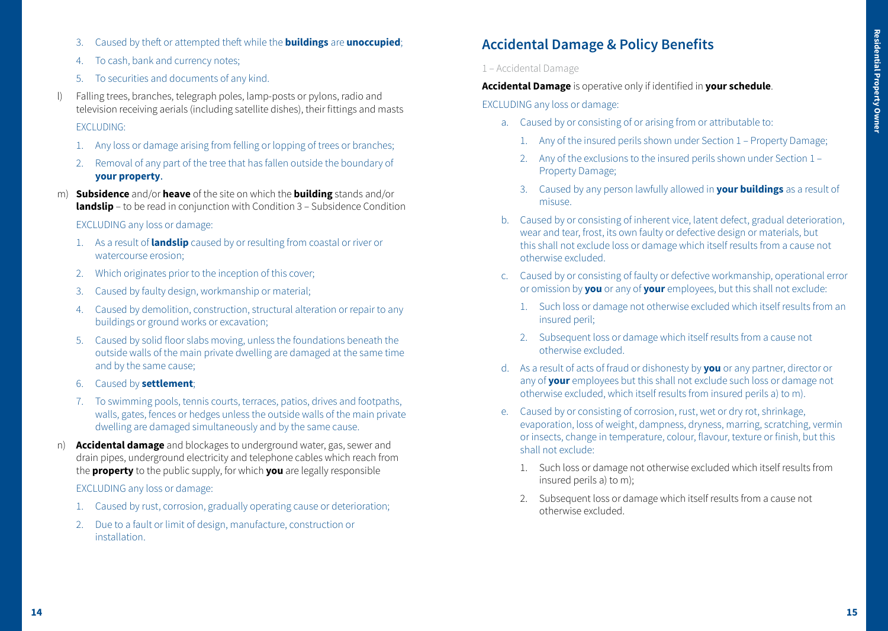3. Caused by theft or attempted theft while the **buildings** are **unoccupied**;
4. To cash, bank and currency notes;
5. To securities and documents of any kind.

l) Falling trees, branches, telegraph poles, lamp-posts or pylons, radio and television receiving aerials (including satellite dishes), their fittings and masts

EXCLUDING:

1. Any loss or damage arising from felling or lopping of trees or branches;
2. Removal of any part of the tree that has fallen outside the boundary of **your property**.

m) **Subsidence** and/or **heave** of the site on which the **building** stands and/or **landslip** – to be read in conjunction with Condition 3 – Subsidence Condition

EXCLUDING any loss or damage:

1. As a result of **landslip** caused by or resulting from coastal or river or watercourse erosion;
2. Which originates prior to the inception of this cover;
3. Caused by faulty design, workmanship or material;
4. Caused by demolition, construction, structural alteration or repair to any buildings or ground works or excavation;
5. Caused by solid floor slabs moving, unless the foundations beneath the outside walls of the main private dwelling are damaged at the same time and by the same cause;
6. Caused by **settlement**;
7. To swimming pools, tennis courts, terraces, patios, drives and footpaths, walls, gates, fences or hedges unless the outside walls of the main private dwelling are damaged simultaneously and by the same cause.

n) **Accidental damage** and blockages to underground water, gas, sewer and drain pipes, underground electricity and telephone cables which reach from the **property** to the public supply, for which **you** are legally responsible

EXCLUDING any loss or damage:

1. Caused by rust, corrosion, gradually operating cause or deterioration;
2. Due to a fault or limit of design, manufacture, construction or installation.

## Accidental Damage & Policy Benefits

1 – Accidental Damage

**Accidental Damage** is operative only if identified in **your schedule**.

EXCLUDING any loss or damage:

a. Caused by or consisting of or arising from or attributable to:
   1. Any of the insured perils shown under Section 1 – Property Damage;
   2. Any of the exclusions to the insured perils shown under Section 1 – Property Damage;
   3. Caused by any person lawfully allowed in **your buildings** as a result of misuse.
b. Caused by or consisting of inherent vice, latent defect, gradual deterioration, wear and tear, frost, its own faulty or defective design or materials, but this shall not exclude loss or damage which itself results from a cause not otherwise excluded.
c. Caused by or consisting of faulty or defective workmanship, operational error or omission by **you** or any of **your** employees, but this shall not exclude:
   1. Such loss or damage not otherwise excluded which itself results from an insured peril;
   2. Subsequent loss or damage which itself results from a cause not otherwise excluded.
d. As a result of acts of fraud or dishonesty by **you** or any partner, director or any of **your** employees but this shall not exclude such loss or damage not otherwise excluded, which itself results from insured perils a) to m).
e. Caused by or consisting of corrosion, rust, wet or dry rot, shrinkage, evaporation, loss of weight, dampness, dryness, marring, scratching, vermin or insects, change in temperature, colour, flavour, texture or finish, but this shall not exclude:
   1. Such loss or damage not otherwise excluded which itself results from insured perils a) to m);
   2. Subsequent loss or damage which itself results from a cause not otherwise excluded.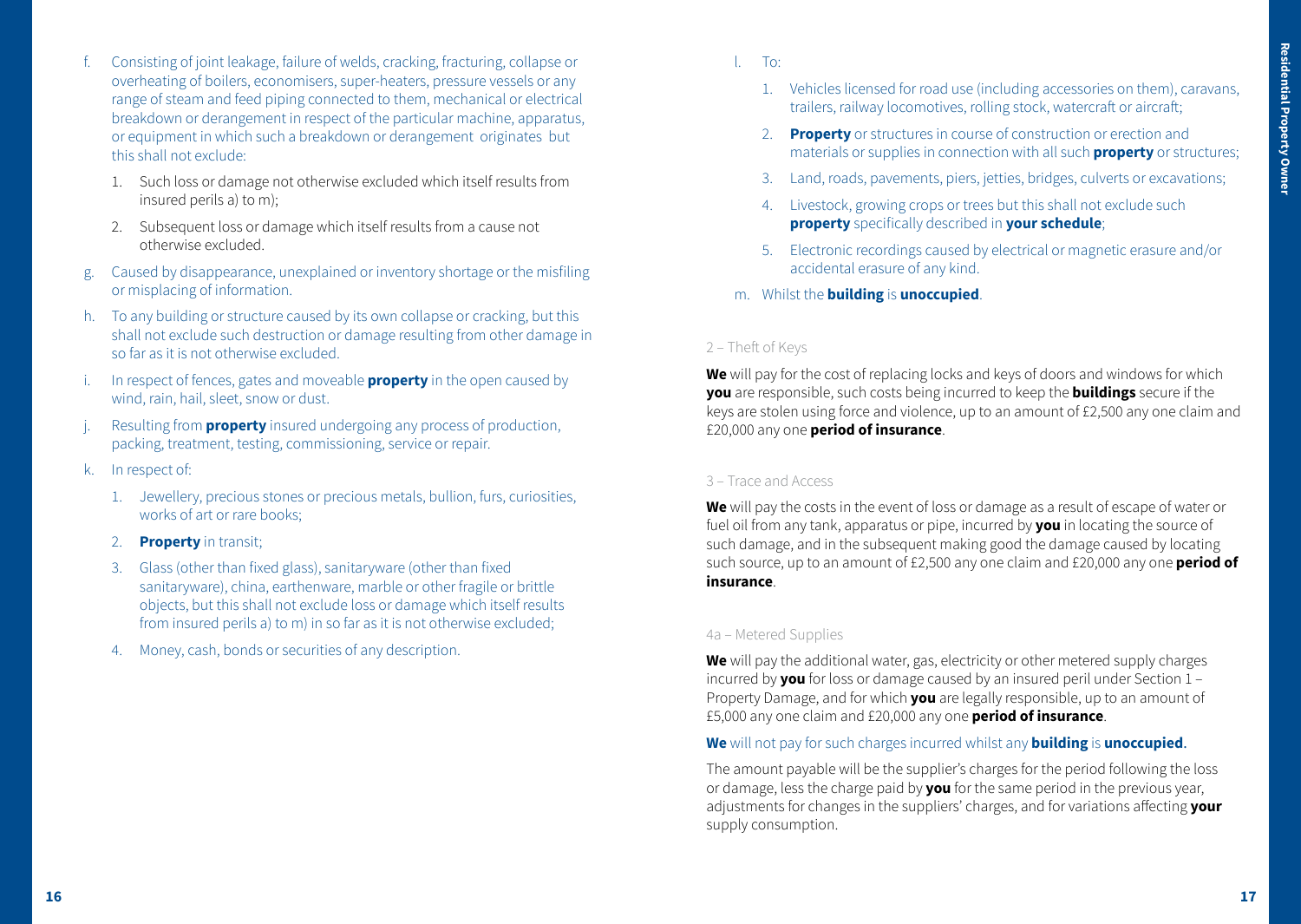f. Consisting of joint leakage, failure of welds, cracking, fracturing, collapse or overheating of boilers, economisers, super-heaters, pressure vessels or any range of steam and feed piping connected to them, mechanical or electrical breakdown or derangement in respect of the particular machine, apparatus, or equipment in which such a breakdown or derangement originates but this shall not exclude:

   1. Such loss or damage not otherwise excluded which itself results from insured perils a) to m);
   2. Subsequent loss or damage which itself results from a cause not otherwise excluded.

g. Caused by disappearance, unexplained or inventory shortage or the misfiling or misplacing of information.

h. To any building or structure caused by its own collapse or cracking, but this shall not exclude such destruction or damage resulting from other damage in so far as it is not otherwise excluded.

i. In respect of fences, gates and moveable **property** in the open caused by wind, rain, hail, sleet, snow or dust.

j. Resulting from **property** insured undergoing any process of production, packing, treatment, testing, commissioning, service or repair.

k. In respect of:

   1. Jewellery, precious stones or precious metals, bullion, furs, curiosities, works of art or rare books;
   2. **Property** in transit;
   3. Glass (other than fixed glass), sanitaryware (other than fixed sanitaryware), china, earthenware, marble or other fragile or brittle objects, but this shall not exclude loss or damage which itself results from insured perils a) to m) in so far as it is not otherwise excluded;
   4. Money, cash, bonds or securities of any description.

l. To:

   1. Vehicles licensed for road use (including accessories on them), caravans, trailers, railway locomotives, rolling stock, watercraft or aircraft;
   2. **Property** or structures in course of construction or erection and materials or supplies in connection with all such **property** or structures;
   3. Land, roads, pavements, piers, jetties, bridges, culverts or excavations;
   4. Livestock, growing crops or trees but this shall not exclude such **property** specifically described in **your schedule**;
   5. Electronic recordings caused by electrical or magnetic erasure and/or accidental erasure of any kind.

m. Whilst the **building** is **unoccupied**.

### 2 – Theft of Keys

**We** will pay for the cost of replacing locks and keys of doors and windows for which **you** are responsible, such costs being incurred to keep the **buildings** secure if the keys are stolen using force and violence, up to an amount of £2,500 any one claim and £20,000 any one **period of insurance**.

### 3 – Trace and Access

**We** will pay the costs in the event of loss or damage as a result of escape of water or fuel oil from any tank, apparatus or pipe, incurred by **you** in locating the source of such damage, and in the subsequent making good the damage caused by locating such source, up to an amount of £2,500 any one claim and £20,000 any one **period of insurance**.

### 4a – Metered Supplies

**We** will pay the additional water, gas, electricity or other metered supply charges incurred by **you** for loss or damage caused by an insured peril under Section 1 – Property Damage, and for which **you** are legally responsible, up to an amount of £5,000 any one claim and £20,000 any one **period of insurance**.

**We** will not pay for such charges incurred whilst any **building** is **unoccupied**.

The amount payable will be the supplier's charges for the period following the loss or damage, less the charge paid by **you** for the same period in the previous year, adjustments for changes in the suppliers' charges, and for variations affecting **your** supply consumption.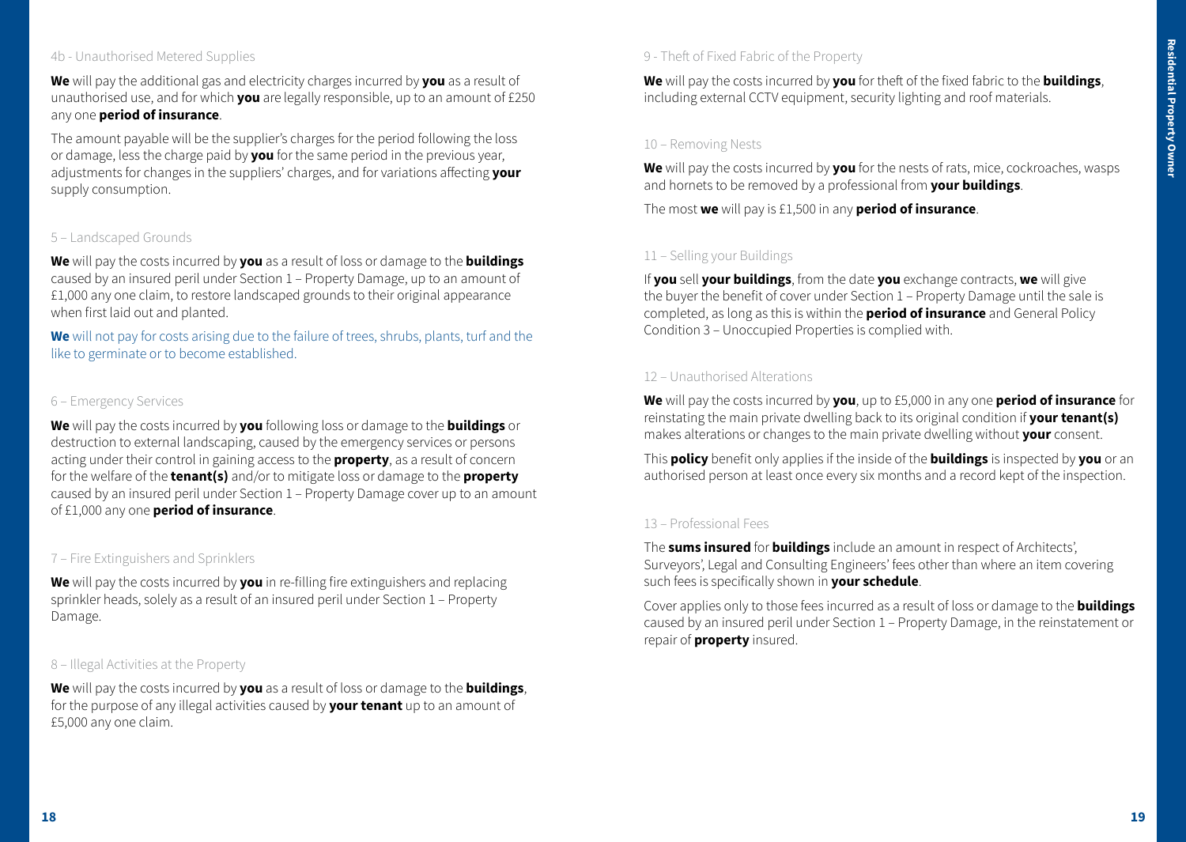#### 4b - Unauthorised Metered Supplies

**We** will pay the additional gas and electricity charges incurred by **you** as a result of unauthorised use, and for which **you** are legally responsible, up to an amount of £250 any one **period of insurance**.

The amount payable will be the supplier's charges for the period following the loss or damage, less the charge paid by **you** for the same period in the previous year, adjustments for changes in the suppliers' charges, and for variations affecting **your** supply consumption.

#### 5 – Landscaped Grounds

**We** will pay the costs incurred by **you** as a result of loss or damage to the **buildings** caused by an insured peril under Section 1 – Property Damage, up to an amount of £1,000 any one claim, to restore landscaped grounds to their original appearance when first laid out and planted.

**We** will not pay for costs arising due to the failure of trees, shrubs, plants, turf and the like to germinate or to become established.

#### 6 – Emergency Services

**We** will pay the costs incurred by **you** following loss or damage to the **buildings** or destruction to external landscaping, caused by the emergency services or persons acting under their control in gaining access to the **property**, as a result of concern for the welfare of the **tenant(s)** and/or to mitigate loss or damage to the **property** caused by an insured peril under Section 1 – Property Damage cover up to an amount of £1,000 any one **period of insurance**.

#### 7 – Fire Extinguishers and Sprinklers

**We** will pay the costs incurred by **you** in re-filling fire extinguishers and replacing sprinkler heads, solely as a result of an insured peril under Section 1 – Property Damage.

#### 8 – Illegal Activities at the Property

**We** will pay the costs incurred by **you** as a result of loss or damage to the **buildings**, for the purpose of any illegal activities caused by **your tenant** up to an amount of £5,000 any one claim.

#### 9 - Theft of Fixed Fabric of the Property

**We** will pay the costs incurred by **you** for theft of the fixed fabric to the **buildings**, including external CCTV equipment, security lighting and roof materials.

#### 10 – Removing Nests

**We** will pay the costs incurred by **you** for the nests of rats, mice, cockroaches, wasps and hornets to be removed by a professional from **your buildings**.

The most **we** will pay is £1,500 in any **period of insurance**.

#### 11 – Selling your Buildings

If **you** sell **your buildings**, from the date **you** exchange contracts, **we** will give the buyer the benefit of cover under Section 1 – Property Damage until the sale is completed, as long as this is within the **period of insurance** and General Policy Condition 3 – Unoccupied Properties is complied with.

#### 12 – Unauthorised Alterations

**We** will pay the costs incurred by **you**, up to £5,000 in any one **period of insurance** for reinstating the main private dwelling back to its original condition if **your tenant(s)** makes alterations or changes to the main private dwelling without **your** consent.

This **policy** benefit only applies if the inside of the **buildings** is inspected by **you** or an authorised person at least once every six months and a record kept of the inspection.

#### 13 – Professional Fees

The **sums insured** for **buildings** include an amount in respect of Architects', Surveyors', Legal and Consulting Engineers' fees other than where an item covering such fees is specifically shown in **your schedule**.

Cover applies only to those fees incurred as a result of loss or damage to the **buildings** caused by an insured peril under Section 1 – Property Damage, in the reinstatement or repair of **property** insured.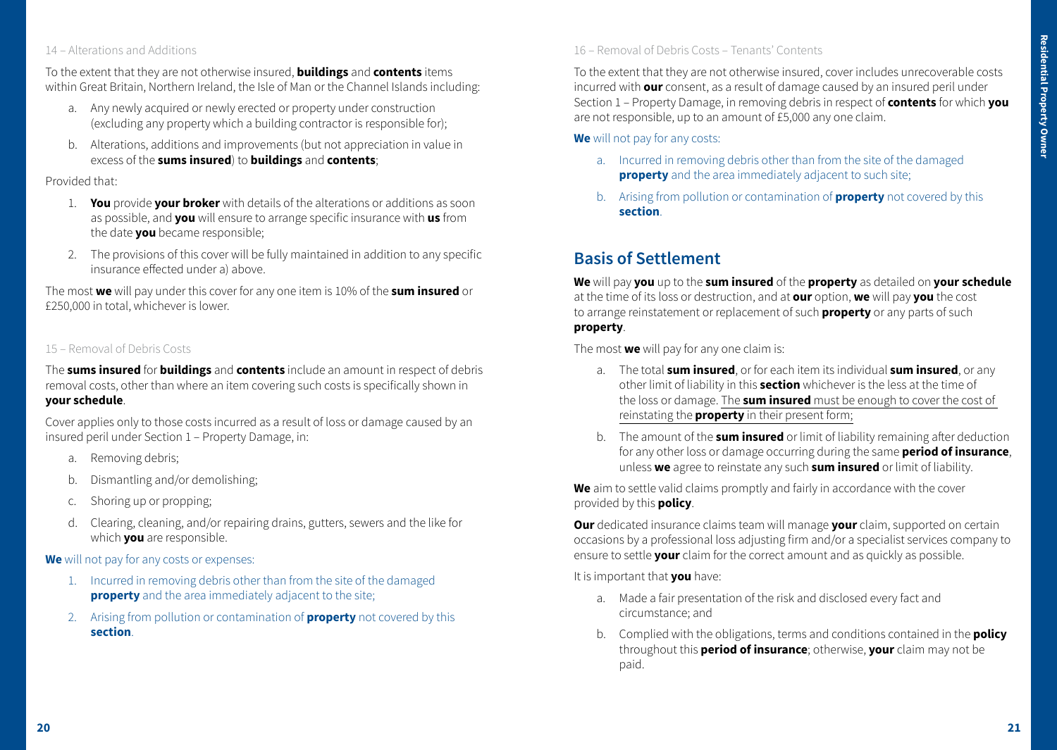14 – Alterations and Additions

To the extent that they are not otherwise insured, **buildings** and **contents** items within Great Britain, Northern Ireland, the Isle of Man or the Channel Islands including:

a. Any newly acquired or newly erected or property under construction (excluding any property which a building contractor is responsible for);

b. Alterations, additions and improvements (but not appreciation in value in excess of the **sums insured**) to **buildings** and **contents**;

Provided that:

1. **You** provide **your broker** with details of the alterations or additions as soon as possible, and **you** will ensure to arrange specific insurance with **us** from the date **you** became responsible;

2. The provisions of this cover will be fully maintained in addition to any specific insurance effected under a) above.

The most **we** will pay under this cover for any one item is 10% of the **sum insured** or £250,000 in total, whichever is lower.

15 – Removal of Debris Costs

The **sums insured** for **buildings** and **contents** include an amount in respect of debris removal costs, other than where an item covering such costs is specifically shown in **your schedule**.

Cover applies only to those costs incurred as a result of loss or damage caused by an insured peril under Section 1 – Property Damage, in:

a. Removing debris;

b. Dismantling and/or demolishing;

c. Shoring up or propping;

d. Clearing, cleaning, and/or repairing drains, gutters, sewers and the like for which **you** are responsible.

**We** will not pay for any costs or expenses:

1. Incurred in removing debris other than from the site of the damaged **property** and the area immediately adjacent to the site;

2. Arising from pollution or contamination of **property** not covered by this **section**.

16 – Removal of Debris Costs – Tenants' Contents

To the extent that they are not otherwise insured, cover includes unrecoverable costs incurred with **our** consent, as a result of damage caused by an insured peril under Section 1 – Property Damage, in removing debris in respect of **contents** for which **you** are not responsible, up to an amount of £5,000 any one claim.

**We** will not pay for any costs:

a. Incurred in removing debris other than from the site of the damaged **property** and the area immediately adjacent to such site;

b. Arising from pollution or contamination of **property** not covered by this **section**.

## Basis of Settlement

**We** will pay **you** up to the **sum insured** of the **property** as detailed on **your schedule** at the time of its loss or destruction, and at **our** option, **we** will pay **you** the cost to arrange reinstatement or replacement of such **property** or any parts of such **property**.

The most **we** will pay for any one claim is:

a. The total **sum insured**, or for each item its individual **sum insured**, or any other limit of liability in this **section** whichever is the less at the time of the loss or damage. The **sum insured** must be enough to cover the cost of reinstating the **property** in their present form;

b. The amount of the **sum insured** or limit of liability remaining after deduction for any other loss or damage occurring during the same **period of insurance**, unless **we** agree to reinstate any such **sum insured** or limit of liability.

**We** aim to settle valid claims promptly and fairly in accordance with the cover provided by this **policy**.

**Our** dedicated insurance claims team will manage **your** claim, supported on certain occasions by a professional loss adjusting firm and/or a specialist services company to ensure to settle **your** claim for the correct amount and as quickly as possible.

It is important that **you** have:

a. Made a fair presentation of the risk and disclosed every fact and circumstance; and

b. Complied with the obligations, terms and conditions contained in the **policy** throughout this **period of insurance**; otherwise, **your** claim may not be paid.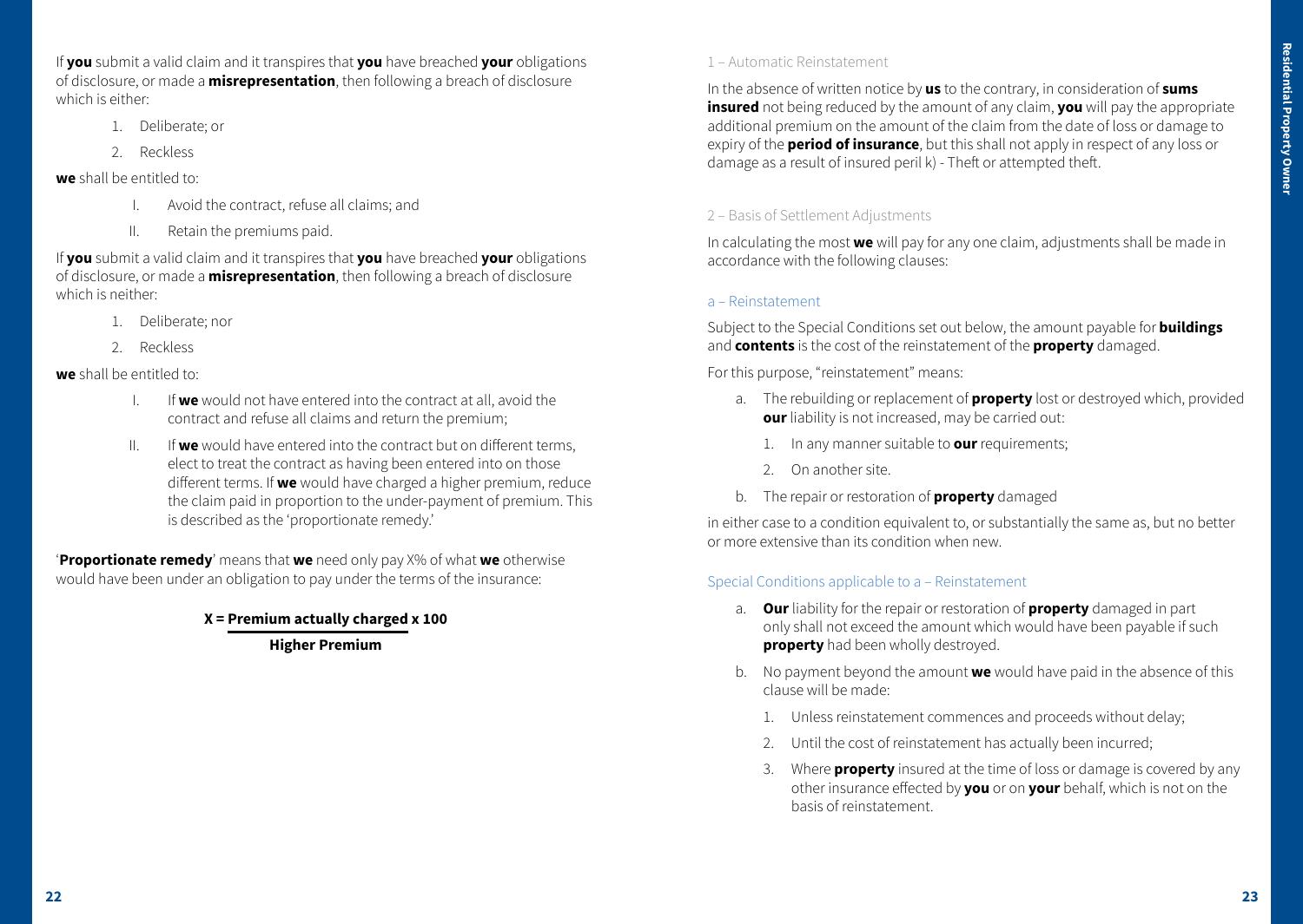If **you** submit a valid claim and it transpires that **you** have breached **your** obligations of disclosure, or made a **misrepresentation**, then following a breach of disclosure which is either:

1. Deliberate; or
2. Reckless

**we** shall be entitled to:

I. Avoid the contract, refuse all claims; and

II. Retain the premiums paid.

If **you** submit a valid claim and it transpires that **you** have breached **your** obligations of disclosure, or made a **misrepresentation**, then following a breach of disclosure which is neither:

1. Deliberate; nor
2. Reckless

**we** shall be entitled to:

I. If **we** would not have entered into the contract at all, avoid the contract and refuse all claims and return the premium;

II. If **we** would have entered into the contract but on different terms, elect to treat the contract as having been entered into on those different terms. If **we** would have charged a higher premium, reduce the claim paid in proportion to the under-payment of premium. This is described as the 'proportionate remedy.'

'**Proportionate remedy**' means that **we** need only pay X% of what **we** otherwise would have been under an obligation to pay under the terms of the insurance:

$$X = \frac{\textbf{Premium actually charged} \times 100}{\textbf{Higher Premium}}$$

### 1 – Automatic Reinstatement

In the absence of written notice by **us** to the contrary, in consideration of **sums insured** not being reduced by the amount of any claim, **you** will pay the appropriate additional premium on the amount of the claim from the date of loss or damage to expiry of the **period of insurance**, but this shall not apply in respect of any loss or damage as a result of insured peril k) - Theft or attempted theft.

### 2 – Basis of Settlement Adjustments

In calculating the most **we** will pay for any one claim, adjustments shall be made in accordance with the following clauses:

#### a – Reinstatement

Subject to the Special Conditions set out below, the amount payable for **buildings** and **contents** is the cost of the reinstatement of the **property** damaged.

For this purpose, "reinstatement" means:

a. The rebuilding or replacement of **property** lost or destroyed which, provided **our** liability is not increased, may be carried out:
   1. In any manner suitable to **our** requirements;
   2. On another site.
b. The repair or restoration of **property** damaged

in either case to a condition equivalent to, or substantially the same as, but no better or more extensive than its condition when new.

#### Special Conditions applicable to a – Reinstatement

a. **Our** liability for the repair or restoration of **property** damaged in part only shall not exceed the amount which would have been payable if such **property** had been wholly destroyed.
b. No payment beyond the amount **we** would have paid in the absence of this clause will be made:
   1. Unless reinstatement commences and proceeds without delay;
   2. Until the cost of reinstatement has actually been incurred;
   3. Where **property** insured at the time of loss or damage is covered by any other insurance effected by **you** or on **your** behalf, which is not on the basis of reinstatement.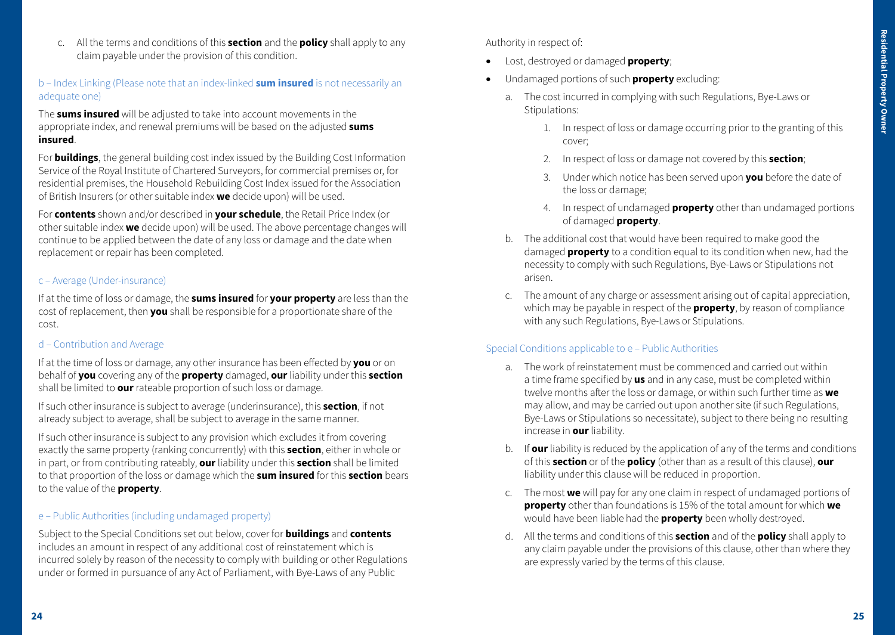c. All the terms and conditions of this **section** and the **policy** shall apply to any claim payable under the provision of this condition.

### b – Index Linking (Please note that an index-linked **sum insured** is not necessarily an adequate one)

The **sums insured** will be adjusted to take into account movements in the appropriate index, and renewal premiums will be based on the adjusted **sums insured**.

For **buildings**, the general building cost index issued by the Building Cost Information Service of the Royal Institute of Chartered Surveyors, for commercial premises or, for residential premises, the Household Rebuilding Cost Index issued for the Association of British Insurers (or other suitable index **we** decide upon) will be used.

For **contents** shown and/or described in **your schedule**, the Retail Price Index (or other suitable index **we** decide upon) will be used. The above percentage changes will continue to be applied between the date of any loss or damage and the date when replacement or repair has been completed.

### c – Average (Under-insurance)

If at the time of loss or damage, the **sums insured** for **your property** are less than the cost of replacement, then **you** shall be responsible for a proportionate share of the cost.

### d – Contribution and Average

If at the time of loss or damage, any other insurance has been effected by **you** or on behalf of **you** covering any of the **property** damaged, **our** liability under this **section** shall be limited to **our** rateable proportion of such loss or damage.

If such other insurance is subject to average (underinsurance), this **section**, if not already subject to average, shall be subject to average in the same manner.

If such other insurance is subject to any provision which excludes it from covering exactly the same property (ranking concurrently) with this **section**, either in whole or in part, or from contributing rateably, **our** liability under this **section** shall be limited to that proportion of the loss or damage which the **sum insured** for this **section** bears to the value of the **property**.

### e – Public Authorities (including undamaged property)

Subject to the Special Conditions set out below, cover for **buildings** and **contents** includes an amount in respect of any additional cost of reinstatement which is incurred solely by reason of the necessity to comply with building or other Regulations under or formed in pursuance of any Act of Parliament, with Bye-Laws of any Public Authority in respect of:

- Lost, destroyed or damaged **property**;
- Undamaged portions of such **property** excluding:
  a. The cost incurred in complying with such Regulations, Bye-Laws or Stipulations:
     1. In respect of loss or damage occurring prior to the granting of this cover;
     2. In respect of loss or damage not covered by this **section**;
     3. Under which notice has been served upon **you** before the date of the loss or damage;
     4. In respect of undamaged **property** other than undamaged portions of damaged **property**.
  b. The additional cost that would have been required to make good the damaged **property** to a condition equal to its condition when new, had the necessity to comply with such Regulations, Bye-Laws or Stipulations not arisen.
  c. The amount of any charge or assessment arising out of capital appreciation, which may be payable in respect of the **property**, by reason of compliance with any such Regulations, Bye-Laws or Stipulations.

### Special Conditions applicable to e – Public Authorities

a. The work of reinstatement must be commenced and carried out within a time frame specified by **us** and in any case, must be completed within twelve months after the loss or damage, or within such further time as **we** may allow, and may be carried out upon another site (if such Regulations, Bye-Laws or Stipulations so necessitate), subject to there being no resulting increase in **our** liability.

b. If **our** liability is reduced by the application of any of the terms and conditions of this **section** or of the **policy** (other than as a result of this clause), **our** liability under this clause will be reduced in proportion.

c. The most **we** will pay for any one claim in respect of undamaged portions of **property** other than foundations is 15% of the total amount for which **we** would have been liable had the **property** been wholly destroyed.

d. All the terms and conditions of this **section** and of the **policy** shall apply to any claim payable under the provisions of this clause, other than where they are expressly varied by the terms of this clause.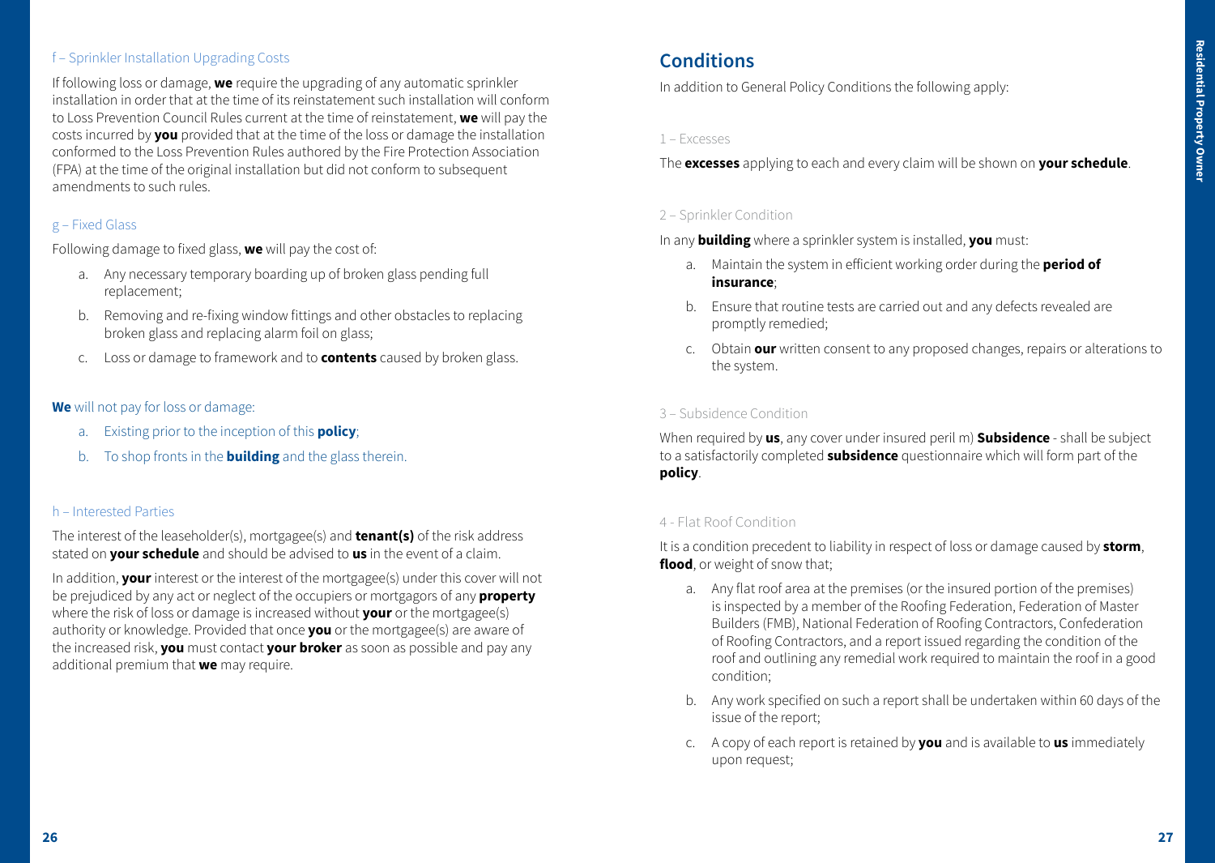### f – Sprinkler Installation Upgrading Costs

If following loss or damage, **we** require the upgrading of any automatic sprinkler installation in order that at the time of its reinstatement such installation will conform to Loss Prevention Council Rules current at the time of reinstatement, **we** will pay the costs incurred by **you** provided that at the time of the loss or damage the installation conformed to the Loss Prevention Rules authored by the Fire Protection Association (FPA) at the time of the original installation but did not conform to subsequent amendments to such rules.

### g – Fixed Glass

Following damage to fixed glass, **we** will pay the cost of:

a. Any necessary temporary boarding up of broken glass pending full replacement;

b. Removing and re-fixing window fittings and other obstacles to replacing broken glass and replacing alarm foil on glass;

c. Loss or damage to framework and to **contents** caused by broken glass.

**We** will not pay for loss or damage:

a. Existing prior to the inception of this **policy**;

b. To shop fronts in the **building** and the glass therein.

### h – Interested Parties

The interest of the leaseholder(s), mortgagee(s) and **tenant(s)** of the risk address stated on **your schedule** and should be advised to **us** in the event of a claim.

In addition, **your** interest or the interest of the mortgagee(s) under this cover will not be prejudiced by any act or neglect of the occupiers or mortgagors of any **property** where the risk of loss or damage is increased without **your** or the mortgagee(s) authority or knowledge. Provided that once **you** or the mortgagee(s) are aware of the increased risk, **you** must contact **your broker** as soon as possible and pay any additional premium that **we** may require.

## Conditions

In addition to General Policy Conditions the following apply:

### 1 – Excesses

The **excesses** applying to each and every claim will be shown on **your schedule**.

### 2 – Sprinkler Condition

In any **building** where a sprinkler system is installed, **you** must:

a. Maintain the system in efficient working order during the **period of insurance**;

b. Ensure that routine tests are carried out and any defects revealed are promptly remedied;

c. Obtain **our** written consent to any proposed changes, repairs or alterations to the system.

### 3 – Subsidence Condition

When required by **us**, any cover under insured peril m) **Subsidence** - shall be subject to a satisfactorily completed **subsidence** questionnaire which will form part of the **policy**.

### 4 - Flat Roof Condition

It is a condition precedent to liability in respect of loss or damage caused by **storm**, **flood**, or weight of snow that;

a. Any flat roof area at the premises (or the insured portion of the premises) is inspected by a member of the Roofing Federation, Federation of Master Builders (FMB), National Federation of Roofing Contractors, Confederation of Roofing Contractors, and a report issued regarding the condition of the roof and outlining any remedial work required to maintain the roof in a good condition;

b. Any work specified on such a report shall be undertaken within 60 days of the issue of the report;

c. A copy of each report is retained by **you** and is available to **us** immediately upon request;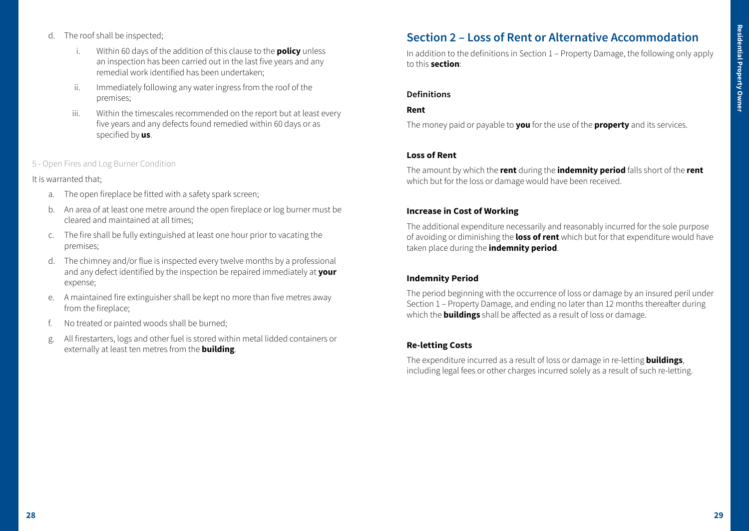d. The roof shall be inspected;

   i. Within 60 days of the addition of this clause to the **policy** unless an inspection has been carried out in the last five years and any remedial work identified has been undertaken;

   ii. Immediately following any water ingress from the roof of the premises;

   iii. Within the timescales recommended on the report but at least every five years and any defects found remedied within 60 days or as specified by **us**.

5 - Open Fires and Log Burner Condition

It is warranted that;

a. The open fireplace be fitted with a safety spark screen;

b. An area of at least one metre around the open fireplace or log burner must be cleared and maintained at all times;

c. The fire shall be fully extinguished at least one hour prior to vacating the premises;

d. The chimney and/or flue is inspected every twelve months by a professional and any defect identified by the inspection be repaired immediately at **your** expense;

e. A maintained fire extinguisher shall be kept no more than five metres away from the fireplace;

f. No treated or painted woods shall be burned;

g. All firestarters, logs and other fuel is stored within metal lidded containers or externally at least ten metres from the **building**.

## Section 2 – Loss of Rent or Alternative Accommodation

In addition to the definitions in Section 1 – Property Damage, the following only apply to this **section**:

### Definitions

**Rent**

The money paid or payable to **you** for the use of the **property** and its services.

**Loss of Rent**

The amount by which the **rent** during the **indemnity period** falls short of the **rent** which but for the loss or damage would have been received.

**Increase in Cost of Working**

The additional expenditure necessarily and reasonably incurred for the sole purpose of avoiding or diminishing the **loss of rent** which but for that expenditure would have taken place during the **indemnity period**.

**Indemnity Period**

The period beginning with the occurrence of loss or damage by an insured peril under Section 1 – Property Damage, and ending no later than 12 months thereafter during which the **buildings** shall be affected as a result of loss or damage.

**Re-letting Costs**

The expenditure incurred as a result of loss or damage in re-letting **buildings**, including legal fees or other charges incurred solely as a result of such re-letting.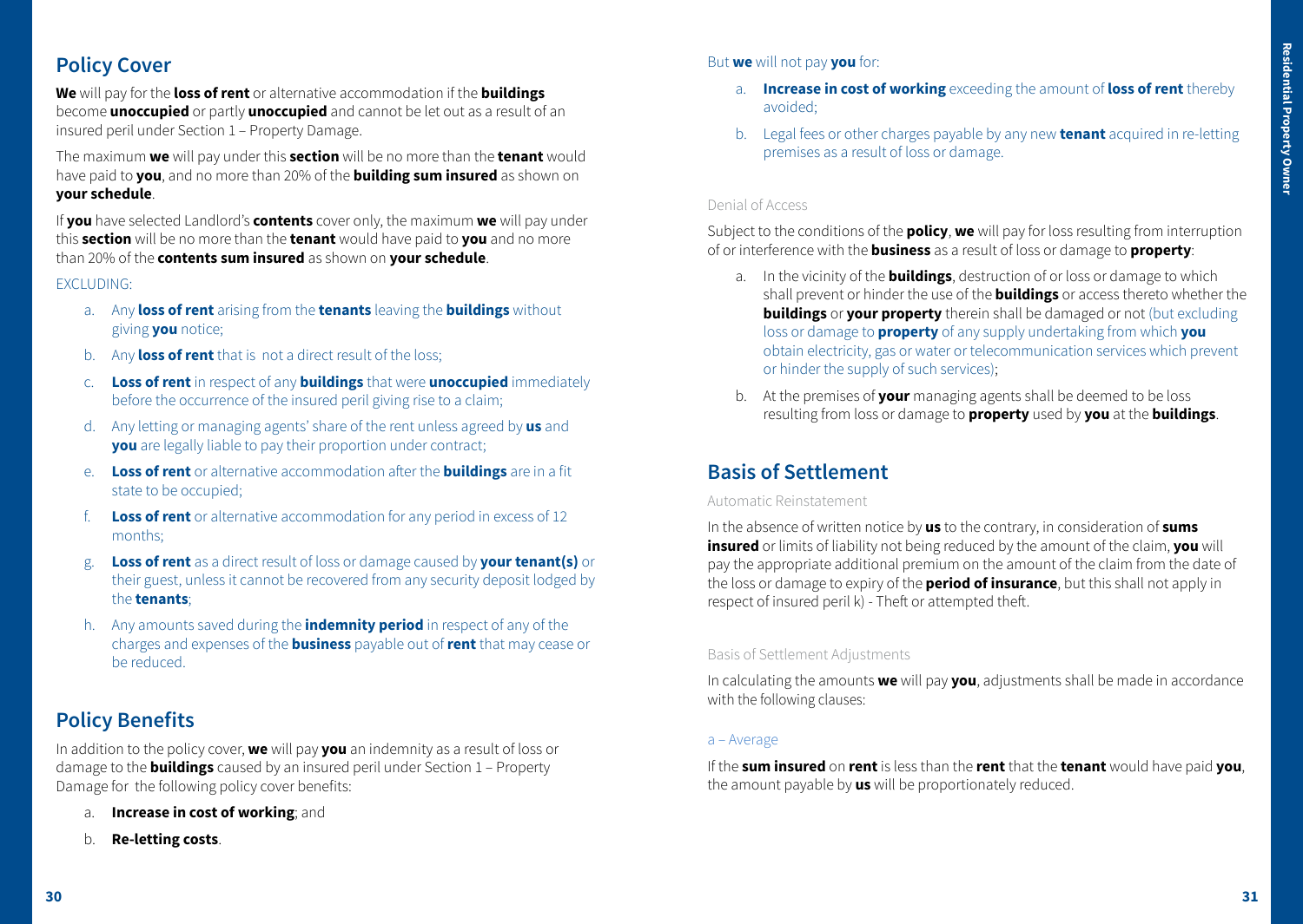## Policy Cover

**We** will pay for the **loss of rent** or alternative accommodation if the **buildings** become **unoccupied** or partly **unoccupied** and cannot be let out as a result of an insured peril under Section 1 – Property Damage.

The maximum **we** will pay under this **section** will be no more than the **tenant** would have paid to **you**, and no more than 20% of the **building sum insured** as shown on **your schedule**.

If **you** have selected Landlord's **contents** cover only, the maximum **we** will pay under this **section** will be no more than the **tenant** would have paid to **you** and no more than 20% of the **contents sum insured** as shown on **your schedule**.

EXCLUDING:

a. Any **loss of rent** arising from the **tenants** leaving the **buildings** without giving **you** notice;

b. Any **loss of rent** that is not a direct result of the loss;

c. **Loss of rent** in respect of any **buildings** that were **unoccupied** immediately before the occurrence of the insured peril giving rise to a claim;

d. Any letting or managing agents' share of the rent unless agreed by **us** and **you** are legally liable to pay their proportion under contract;

e. **Loss of rent** or alternative accommodation after the **buildings** are in a fit state to be occupied;

f. **Loss of rent** or alternative accommodation for any period in excess of 12 months;

g. **Loss of rent** as a direct result of loss or damage caused by **your tenant(s)** or their guest, unless it cannot be recovered from any security deposit lodged by the **tenants**;

h. Any amounts saved during the **indemnity period** in respect of any of the charges and expenses of the **business** payable out of **rent** that may cease or be reduced.

## Policy Benefits

In addition to the policy cover, **we** will pay **you** an indemnity as a result of loss or damage to the **buildings** caused by an insured peril under Section 1 – Property Damage for the following policy cover benefits:

a. **Increase in cost of working**; and

b. **Re-letting costs**.

But **we** will not pay **you** for:

a. **Increase in cost of working** exceeding the amount of **loss of rent** thereby avoided;

b. Legal fees or other charges payable by any new **tenant** acquired in re-letting premises as a result of loss or damage.

Denial of Access

Subject to the conditions of the **policy**, **we** will pay for loss resulting from interruption of or interference with the **business** as a result of loss or damage to **property**:

a. In the vicinity of the **buildings**, destruction of or loss or damage to which shall prevent or hinder the use of the **buildings** or access thereto whether the **buildings** or **your property** therein shall be damaged or not (but excluding loss or damage to **property** of any supply undertaking from which **you** obtain electricity, gas or water or telecommunication services which prevent or hinder the supply of such services);

b. At the premises of **your** managing agents shall be deemed to be loss resulting from loss or damage to **property** used by **you** at the **buildings**.

## Basis of Settlement

Automatic Reinstatement

In the absence of written notice by **us** to the contrary, in consideration of **sums insured** or limits of liability not being reduced by the amount of the claim, **you** will pay the appropriate additional premium on the amount of the claim from the date of the loss or damage to expiry of the **period of insurance**, but this shall not apply in respect of insured peril k) - Theft or attempted theft.

Basis of Settlement Adjustments

In calculating the amounts **we** will pay **you**, adjustments shall be made in accordance with the following clauses:

a – Average

If the **sum insured** on **rent** is less than the **rent** that the **tenant** would have paid **you**, the amount payable by **us** will be proportionately reduced.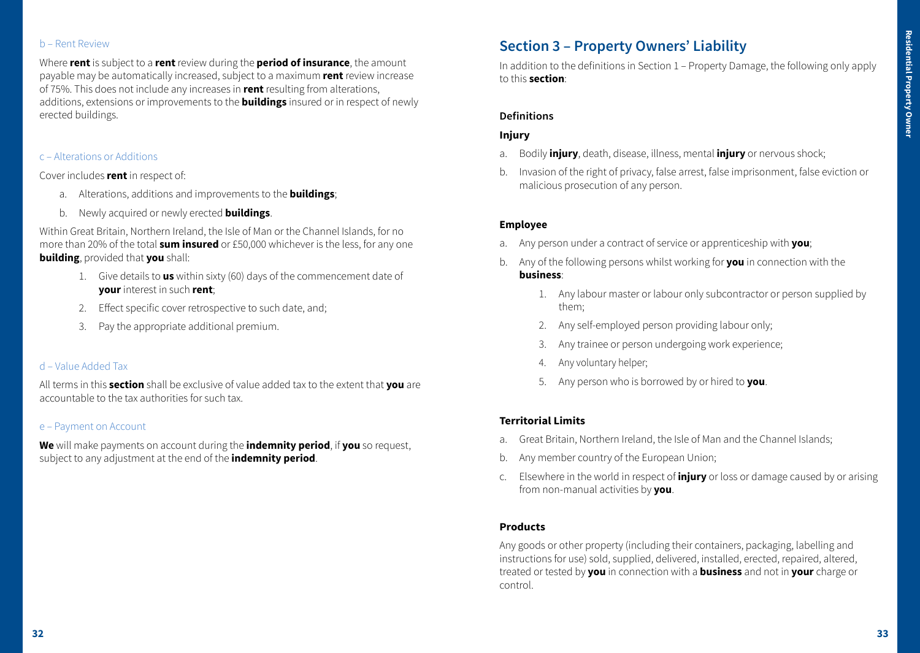### b – Rent Review

Where **rent** is subject to a **rent** review during the **period of insurance**, the amount payable may be automatically increased, subject to a maximum **rent** review increase of 75%. This does not include any increases in **rent** resulting from alterations, additions, extensions or improvements to the **buildings** insured or in respect of newly erected buildings.

### c – Alterations or Additions

Cover includes **rent** in respect of:

a. Alterations, additions and improvements to the **buildings**;

b. Newly acquired or newly erected **buildings**.

Within Great Britain, Northern Ireland, the Isle of Man or the Channel Islands, for no more than 20% of the total **sum insured** or £50,000 whichever is the less, for any one **building**, provided that **you** shall:

1. Give details to **us** within sixty (60) days of the commencement date of **your** interest in such **rent**;
2. Effect specific cover retrospective to such date, and;
3. Pay the appropriate additional premium.

### d – Value Added Tax

All terms in this **section** shall be exclusive of value added tax to the extent that **you** are accountable to the tax authorities for such tax.

### e – Payment on Account

**We** will make payments on account during the **indemnity period**, if **you** so request, subject to any adjustment at the end of the **indemnity period**.

## Section 3 – Property Owners' Liability

In addition to the definitions in Section 1 – Property Damage, the following only apply to this **section**:

### Definitions

#### Injury

a. Bodily **injury**, death, disease, illness, mental **injury** or nervous shock;

b. Invasion of the right of privacy, false arrest, false imprisonment, false eviction or malicious prosecution of any person.

#### Employee

a. Any person under a contract of service or apprenticeship with **you**;

b. Any of the following persons whilst working for **you** in connection with the **business**:

   1. Any labour master or labour only subcontractor or person supplied by them;
   2. Any self-employed person providing labour only;
   3. Any trainee or person undergoing work experience;
   4. Any voluntary helper;
   5. Any person who is borrowed by or hired to **you**.

#### Territorial Limits

a. Great Britain, Northern Ireland, the Isle of Man and the Channel Islands;

b. Any member country of the European Union;

c. Elsewhere in the world in respect of **injury** or loss or damage caused by or arising from non-manual activities by **you**.

#### Products

Any goods or other property (including their containers, packaging, labelling and instructions for use) sold, supplied, delivered, installed, erected, repaired, altered, treated or tested by **you** in connection with a **business** and not in **your** charge or control.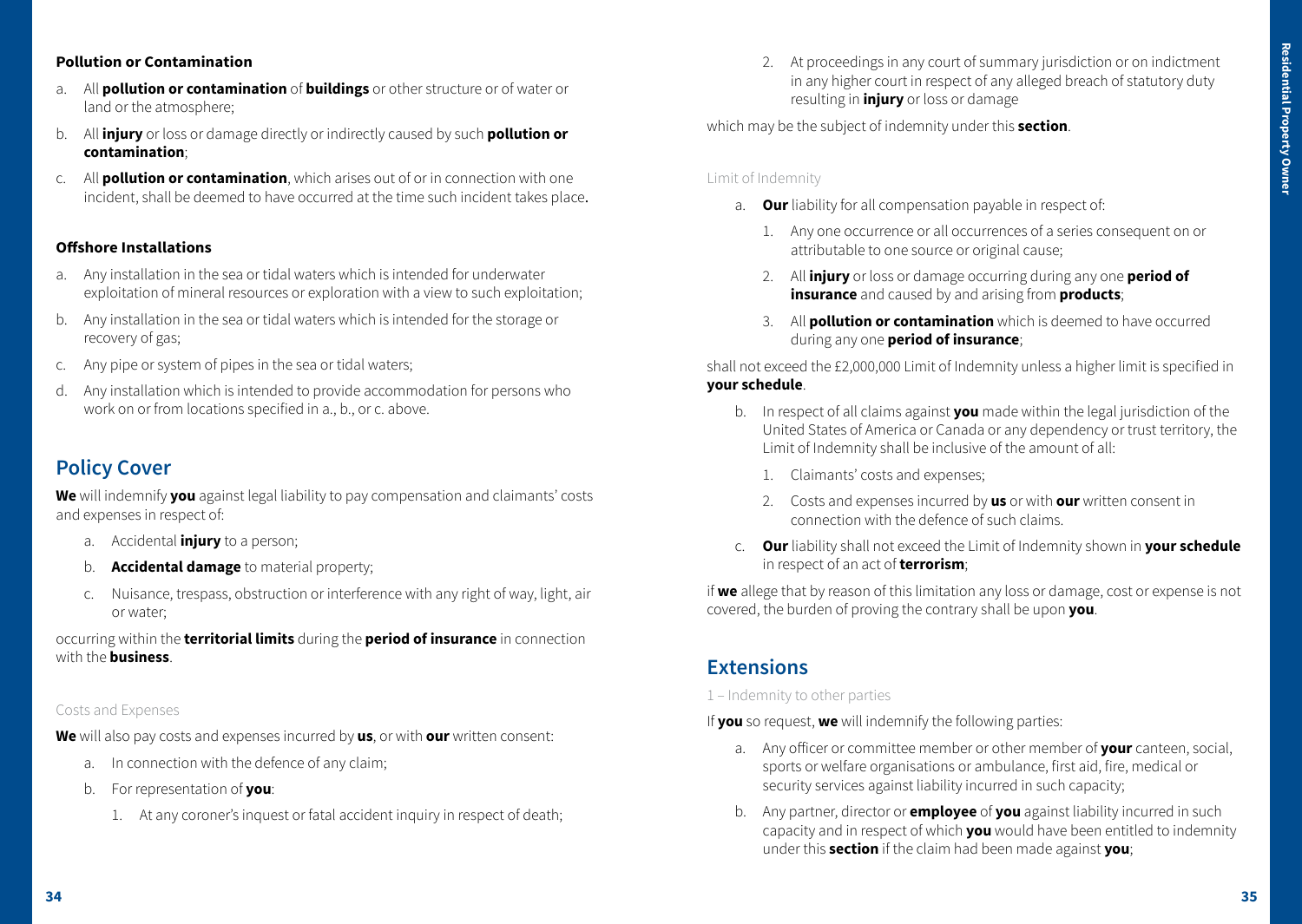**Pollution or Contamination**

a. All **pollution or contamination** of **buildings** or other structure or of water or land or the atmosphere;

b. All **injury** or loss or damage directly or indirectly caused by such **pollution or contamination**;

c. All **pollution or contamination**, which arises out of or in connection with one incident, shall be deemed to have occurred at the time such incident takes place.

**Offshore Installations**

a. Any installation in the sea or tidal waters which is intended for underwater exploitation of mineral resources or exploration with a view to such exploitation;

b. Any installation in the sea or tidal waters which is intended for the storage or recovery of gas;

c. Any pipe or system of pipes in the sea or tidal waters;

d. Any installation which is intended to provide accommodation for persons who work on or from locations specified in a., b., or c. above.

## Policy Cover

**We** will indemnify **you** against legal liability to pay compensation and claimants' costs and expenses in respect of:

a. Accidental **injury** to a person;

b. **Accidental damage** to material property;

c. Nuisance, trespass, obstruction or interference with any right of way, light, air or water;

occurring within the **territorial limits** during the **period of insurance** in connection with the **business**.

### Costs and Expenses

**We** will also pay costs and expenses incurred by **us**, or with **our** written consent:

a. In connection with the defence of any claim;

b. For representation of **you**:

   1. At any coroner's inquest or fatal accident inquiry in respect of death;

   2. At proceedings in any court of summary jurisdiction or on indictment in any higher court in respect of any alleged breach of statutory duty resulting in **injury** or loss or damage

which may be the subject of indemnity under this **section**.

### Limit of Indemnity

a. **Our** liability for all compensation payable in respect of:

   1. Any one occurrence or all occurrences of a series consequent on or attributable to one source or original cause;

   2. All **injury** or loss or damage occurring during any one **period of insurance** and caused by and arising from **products**;

   3. All **pollution or contamination** which is deemed to have occurred during any one **period of insurance**;

shall not exceed the £2,000,000 Limit of Indemnity unless a higher limit is specified in **your schedule**.

b. In respect of all claims against **you** made within the legal jurisdiction of the United States of America or Canada or any dependency or trust territory, the Limit of Indemnity shall be inclusive of the amount of all:

   1. Claimants' costs and expenses;

   2. Costs and expenses incurred by **us** or with **our** written consent in connection with the defence of such claims.

c. **Our** liability shall not exceed the Limit of Indemnity shown in **your schedule** in respect of an act of **terrorism**;

if **we** allege that by reason of this limitation any loss or damage, cost or expense is not covered, the burden of proving the contrary shall be upon **you**.

## Extensions

### 1 – Indemnity to other parties

If **you** so request, **we** will indemnify the following parties:

a. Any officer or committee member or other member of **your** canteen, social, sports or welfare organisations or ambulance, first aid, fire, medical or security services against liability incurred in such capacity;

b. Any partner, director or **employee** of **you** against liability incurred in such capacity and in respect of which **you** would have been entitled to indemnity under this **section** if the claim had been made against **you**;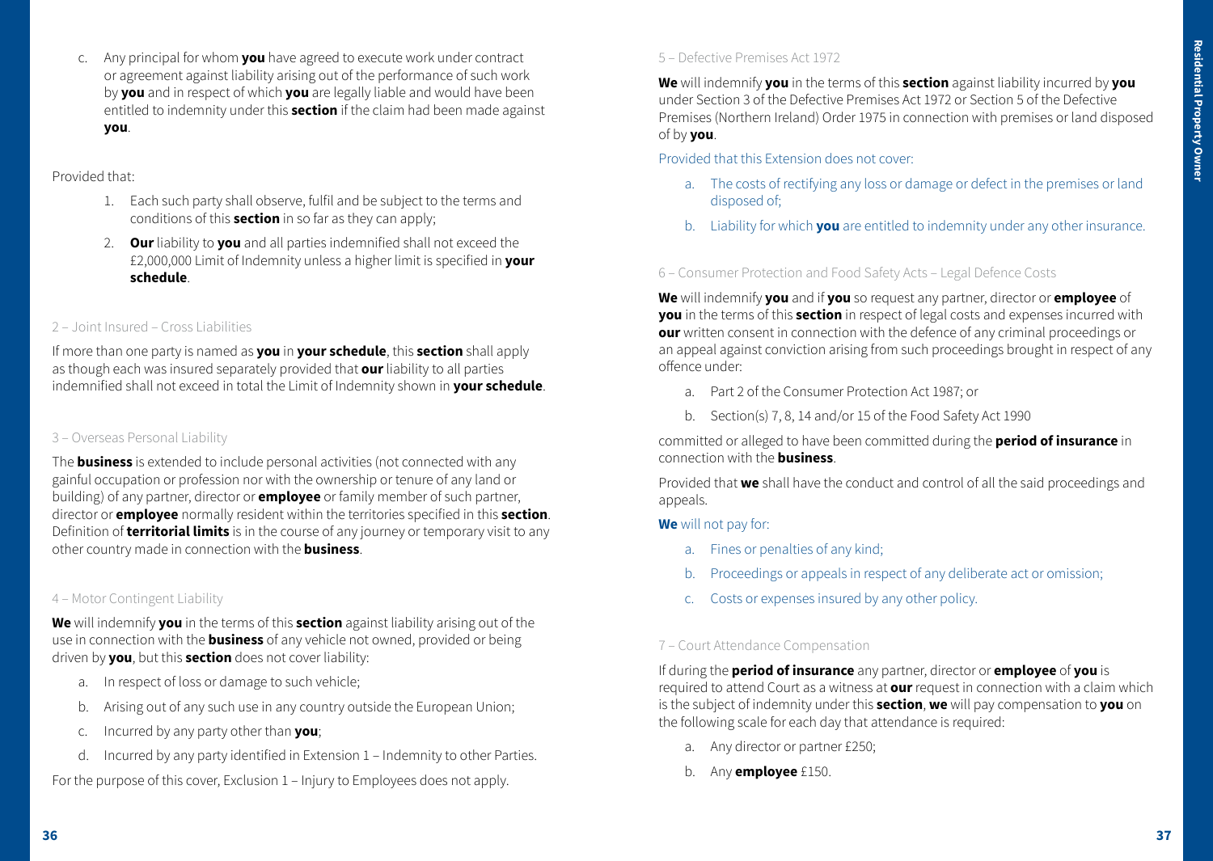c. Any principal for whom **you** have agreed to execute work under contract or agreement against liability arising out of the performance of such work by **you** and in respect of which **you** are legally liable and would have been entitled to indemnity under this **section** if the claim had been made against **you**.

Provided that:

1. Each such party shall observe, fulfil and be subject to the terms and conditions of this **section** in so far as they can apply;
2. **Our** liability to **you** and all parties indemnified shall not exceed the £2,000,000 Limit of Indemnity unless a higher limit is specified in **your schedule**.

### 2 – Joint Insured – Cross Liabilities

If more than one party is named as **you** in **your schedule**, this **section** shall apply as though each was insured separately provided that **our** liability to all parties indemnified shall not exceed in total the Limit of Indemnity shown in **your schedule**.

### 3 – Overseas Personal Liability

The **business** is extended to include personal activities (not connected with any gainful occupation or profession nor with the ownership or tenure of any land or building) of any partner, director or **employee** or family member of such partner, director or **employee** normally resident within the territories specified in this **section**. Definition of **territorial limits** is in the course of any journey or temporary visit to any other country made in connection with the **business**.

### 4 – Motor Contingent Liability

**We** will indemnify **you** in the terms of this **section** against liability arising out of the use in connection with the **business** of any vehicle not owned, provided or being driven by **you**, but this **section** does not cover liability:

a. In respect of loss or damage to such vehicle;

b. Arising out of any such use in any country outside the European Union;

c. Incurred by any party other than **you**;

d. Incurred by any party identified in Extension 1 – Indemnity to other Parties.

For the purpose of this cover, Exclusion 1 – Injury to Employees does not apply.

### 5 – Defective Premises Act 1972

**We** will indemnify **you** in the terms of this **section** against liability incurred by **you** under Section 3 of the Defective Premises Act 1972 or Section 5 of the Defective Premises (Northern Ireland) Order 1975 in connection with premises or land disposed of by **you**.

Provided that this Extension does not cover:

a. The costs of rectifying any loss or damage or defect in the premises or land disposed of;

b. Liability for which **you** are entitled to indemnity under any other insurance.

### 6 – Consumer Protection and Food Safety Acts – Legal Defence Costs

**We** will indemnify **you** and if **you** so request any partner, director or **employee** of **you** in the terms of this **section** in respect of legal costs and expenses incurred with **our** written consent in connection with the defence of any criminal proceedings or an appeal against conviction arising from such proceedings brought in respect of any offence under:

a. Part 2 of the Consumer Protection Act 1987; or

b. Section(s) 7, 8, 14 and/or 15 of the Food Safety Act 1990

committed or alleged to have been committed during the **period of insurance** in connection with the **business**.

Provided that **we** shall have the conduct and control of all the said proceedings and appeals.

**We** will not pay for:

a. Fines or penalties of any kind;

b. Proceedings or appeals in respect of any deliberate act or omission;

c. Costs or expenses insured by any other policy.

### 7 – Court Attendance Compensation

If during the **period of insurance** any partner, director or **employee** of **you** is required to attend Court as a witness at **our** request in connection with a claim which is the subject of indemnity under this **section**, **we** will pay compensation to **you** on the following scale for each day that attendance is required:

a. Any director or partner £250;

b. Any **employee** £150.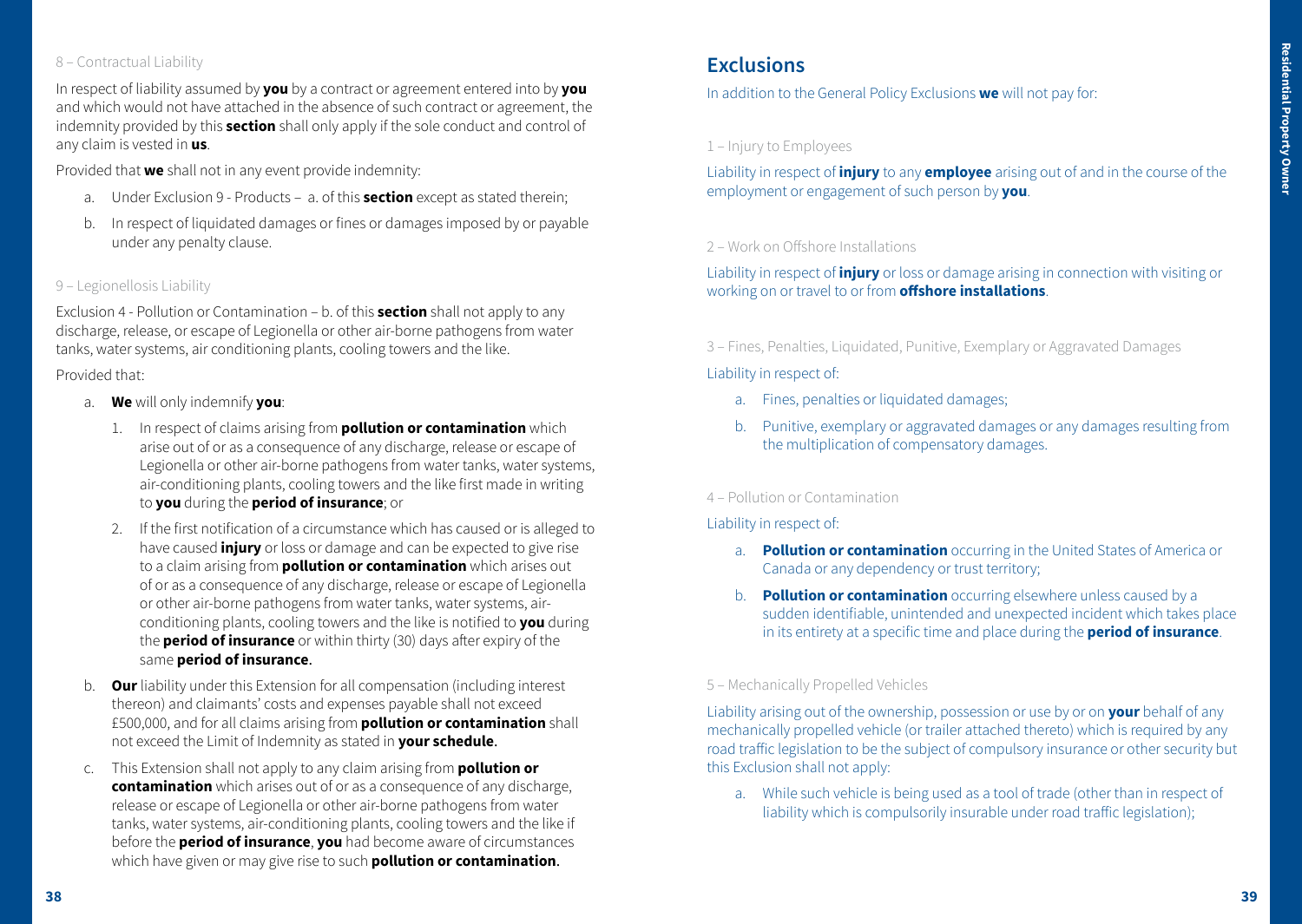8 – Contractual Liability

In respect of liability assumed by **you** by a contract or agreement entered into by **you** and which would not have attached in the absence of such contract or agreement, the indemnity provided by this **section** shall only apply if the sole conduct and control of any claim is vested in **us**.

Provided that **we** shall not in any event provide indemnity:

a. Under Exclusion 9 - Products – a. of this **section** except as stated therein;
b. In respect of liquidated damages or fines or damages imposed by or payable under any penalty clause.

9 – Legionellosis Liability

Exclusion 4 - Pollution or Contamination – b. of this **section** shall not apply to any discharge, release, or escape of Legionella or other air-borne pathogens from water tanks, water systems, air conditioning plants, cooling towers and the like.

Provided that:

a. **We** will only indemnify **you**:
   1. In respect of claims arising from **pollution or contamination** which arise out of or as a consequence of any discharge, release or escape of Legionella or other air-borne pathogens from water tanks, water systems, air-conditioning plants, cooling towers and the like first made in writing to **you** during the **period of insurance**; or
   2. If the first notification of a circumstance which has caused or is alleged to have caused **injury** or loss or damage and can be expected to give rise to a claim arising from **pollution or contamination** which arises out of or as a consequence of any discharge, release or escape of Legionella or other air-borne pathogens from water tanks, water systems, air-conditioning plants, cooling towers and the like is notified to **you** during the **period of insurance** or within thirty (30) days after expiry of the same **period of insurance**.
b. **Our** liability under this Extension for all compensation (including interest thereon) and claimants' costs and expenses payable shall not exceed £500,000, and for all claims arising from **pollution or contamination** shall not exceed the Limit of Indemnity as stated in **your schedule**.
c. This Extension shall not apply to any claim arising from **pollution or contamination** which arises out of or as a consequence of any discharge, release or escape of Legionella or other air-borne pathogens from water tanks, water systems, air-conditioning plants, cooling towers and the like if before the **period of insurance**, **you** had become aware of circumstances which have given or may give rise to such **pollution or contamination**.

## Exclusions

In addition to the General Policy Exclusions **we** will not pay for:

1 – Injury to Employees

Liability in respect of **injury** to any **employee** arising out of and in the course of the employment or engagement of such person by **you**.

2 – Work on Offshore Installations

Liability in respect of **injury** or loss or damage arising in connection with visiting or working on or travel to or from **offshore installations**.

3 – Fines, Penalties, Liquidated, Punitive, Exemplary or Aggravated Damages

Liability in respect of:

a. Fines, penalties or liquidated damages;
b. Punitive, exemplary or aggravated damages or any damages resulting from the multiplication of compensatory damages.

4 – Pollution or Contamination

Liability in respect of:

a. **Pollution or contamination** occurring in the United States of America or Canada or any dependency or trust territory;
b. **Pollution or contamination** occurring elsewhere unless caused by a sudden identifiable, unintended and unexpected incident which takes place in its entirety at a specific time and place during the **period of insurance**.

5 – Mechanically Propelled Vehicles

Liability arising out of the ownership, possession or use by or on **your** behalf of any mechanically propelled vehicle (or trailer attached thereto) which is required by any road traffic legislation to be the subject of compulsory insurance or other security but this Exclusion shall not apply:

a. While such vehicle is being used as a tool of trade (other than in respect of liability which is compulsorily insurable under road traffic legislation);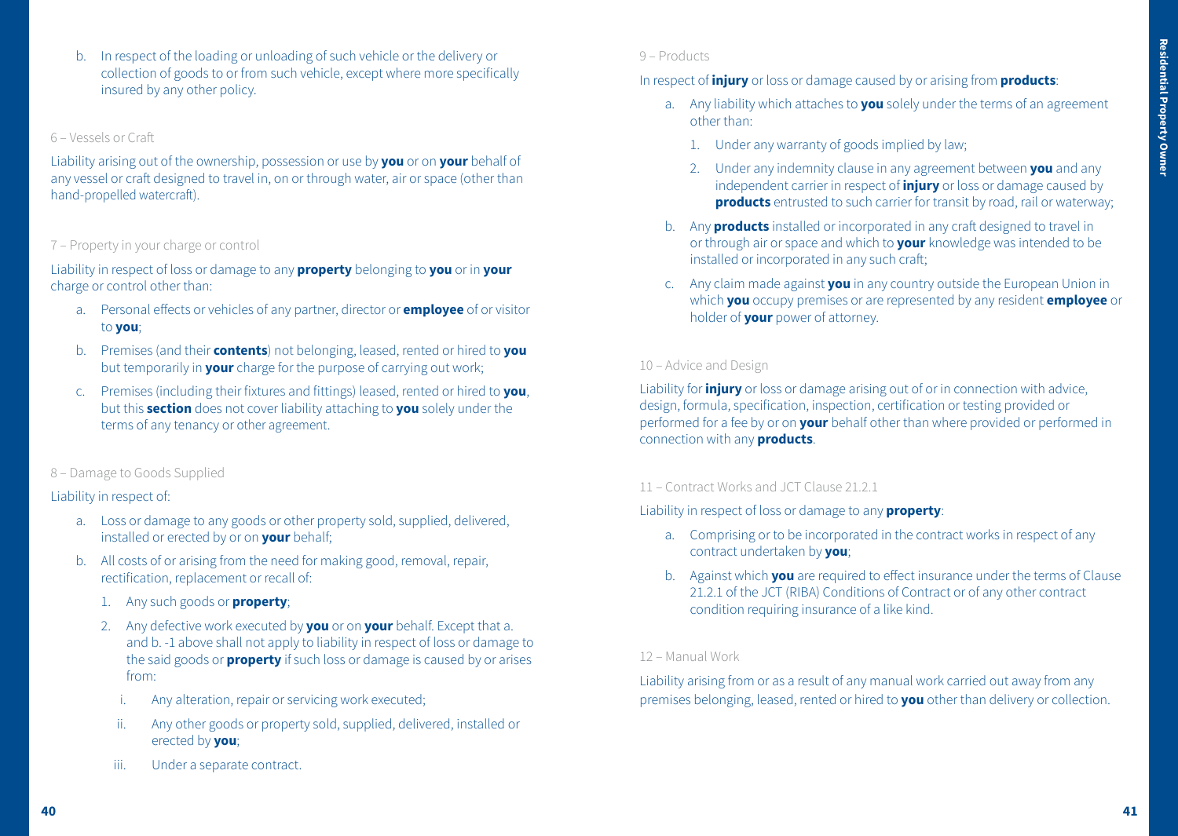b. In respect of the loading or unloading of such vehicle or the delivery or collection of goods to or from such vehicle, except where more specifically insured by any other policy.

6 – Vessels or Craft

Liability arising out of the ownership, possession or use by **you** or on **your** behalf of any vessel or craft designed to travel in, on or through water, air or space (other than hand-propelled watercraft).

7 – Property in your charge or control

Liability in respect of loss or damage to any **property** belonging to **you** or in **your** charge or control other than:

a. Personal effects or vehicles of any partner, director or **employee** of or visitor to **you**;

b. Premises (and their **contents**) not belonging, leased, rented or hired to **you** but temporarily in **your** charge for the purpose of carrying out work;

c. Premises (including their fixtures and fittings) leased, rented or hired to **you**, but this **section** does not cover liability attaching to **you** solely under the terms of any tenancy or other agreement.

8 – Damage to Goods Supplied

Liability in respect of:

a. Loss or damage to any goods or other property sold, supplied, delivered, installed or erected by or on **your** behalf;

b. All costs of or arising from the need for making good, removal, repair, rectification, replacement or recall of:

   1. Any such goods or **property**;

   2. Any defective work executed by **you** or on **your** behalf. Except that a. and b. -1 above shall not apply to liability in respect of loss or damage to the said goods or **property** if such loss or damage is caused by or arises from:

      i. Any alteration, repair or servicing work executed;

      ii. Any other goods or property sold, supplied, delivered, installed or erected by **you**;

      iii. Under a separate contract.

9 – Products

In respect of **injury** or loss or damage caused by or arising from **products**:

a. Any liability which attaches to **you** solely under the terms of an agreement other than:

   1. Under any warranty of goods implied by law;

   2. Under any indemnity clause in any agreement between **you** and any independent carrier in respect of **injury** or loss or damage caused by **products** entrusted to such carrier for transit by road, rail or waterway;

b. Any **products** installed or incorporated in any craft designed to travel in or through air or space and which to **your** knowledge was intended to be installed or incorporated in any such craft;

c. Any claim made against **you** in any country outside the European Union in which **you** occupy premises or are represented by any resident **employee** or holder of **your** power of attorney.

10 – Advice and Design

Liability for **injury** or loss or damage arising out of or in connection with advice, design, formula, specification, inspection, certification or testing provided or performed for a fee by or on **your** behalf other than where provided or performed in connection with any **products**.

11 – Contract Works and JCT Clause 21.2.1

Liability in respect of loss or damage to any **property**:

a. Comprising or to be incorporated in the contract works in respect of any contract undertaken by **you**;

b. Against which **you** are required to effect insurance under the terms of Clause 21.2.1 of the JCT (RIBA) Conditions of Contract or of any other contract condition requiring insurance of a like kind.

12 – Manual Work

Liability arising from or as a result of any manual work carried out away from any premises belonging, leased, rented or hired to **you** other than delivery or collection.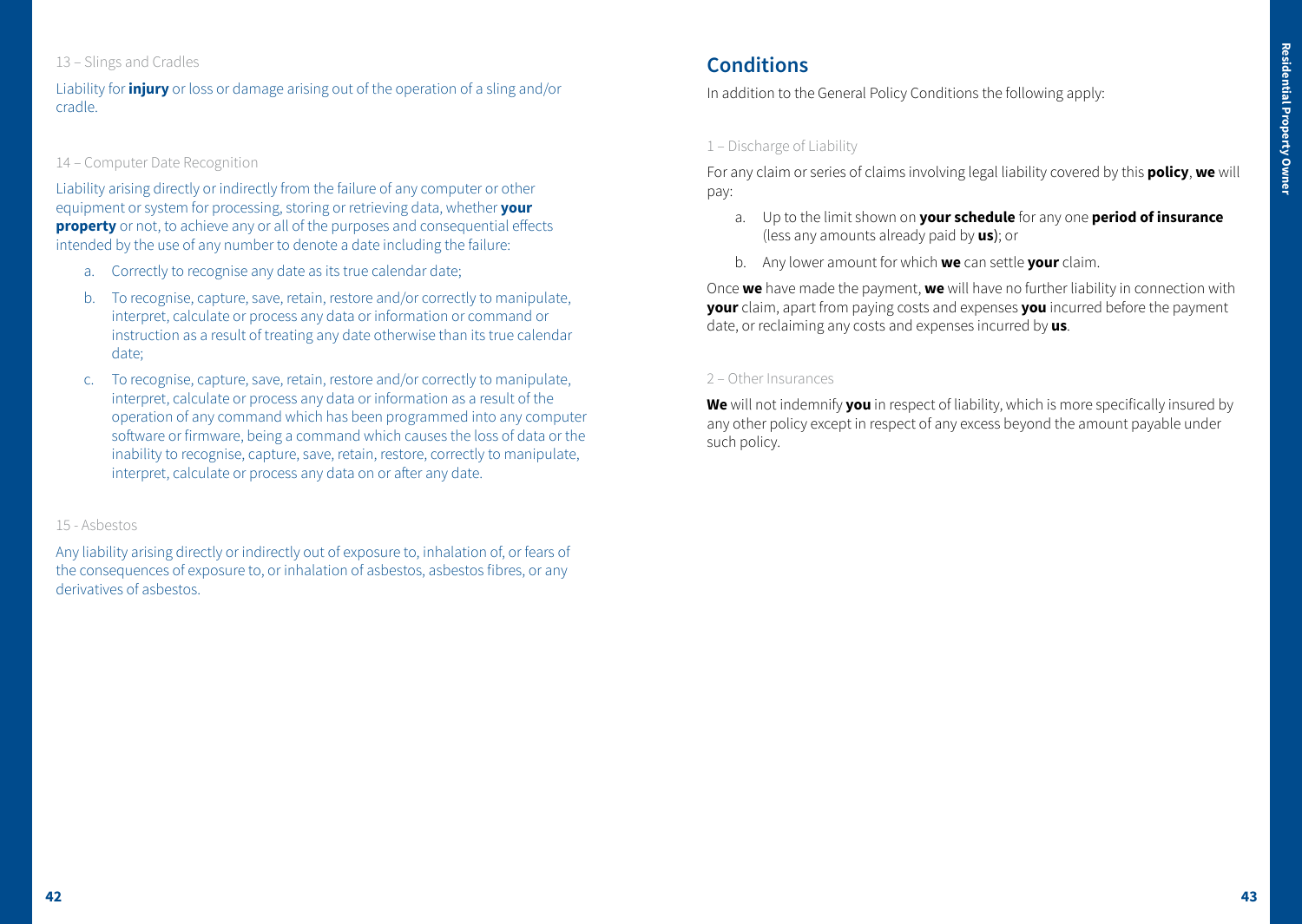13 – Slings and Cradles

Liability for **injury** or loss or damage arising out of the operation of a sling and/or cradle.

14 – Computer Date Recognition

Liability arising directly or indirectly from the failure of any computer or other equipment or system for processing, storing or retrieving data, whether **your property** or not, to achieve any or all of the purposes and consequential effects intended by the use of any number to denote a date including the failure:

a. Correctly to recognise any date as its true calendar date;

b. To recognise, capture, save, retain, restore and/or correctly to manipulate, interpret, calculate or process any data or information or command or instruction as a result of treating any date otherwise than its true calendar date;

c. To recognise, capture, save, retain, restore and/or correctly to manipulate, interpret, calculate or process any data or information as a result of the operation of any command which has been programmed into any computer software or firmware, being a command which causes the loss of data or the inability to recognise, capture, save, retain, restore, correctly to manipulate, interpret, calculate or process any data on or after any date.

15 - Asbestos

Any liability arising directly or indirectly out of exposure to, inhalation of, or fears of the consequences of exposure to, or inhalation of asbestos, asbestos fibres, or any derivatives of asbestos.

## Conditions

In addition to the General Policy Conditions the following apply:

1 – Discharge of Liability

For any claim or series of claims involving legal liability covered by this **policy**, **we** will pay:

a. Up to the limit shown on **your schedule** for any one **period of insurance** (less any amounts already paid by **us**); or

b. Any lower amount for which **we** can settle **your** claim.

Once **we** have made the payment, **we** will have no further liability in connection with **your** claim, apart from paying costs and expenses **you** incurred before the payment date, or reclaiming any costs and expenses incurred by **us**.

2 – Other Insurances

**We** will not indemnify **you** in respect of liability, which is more specifically insured by any other policy except in respect of any excess beyond the amount payable under such policy.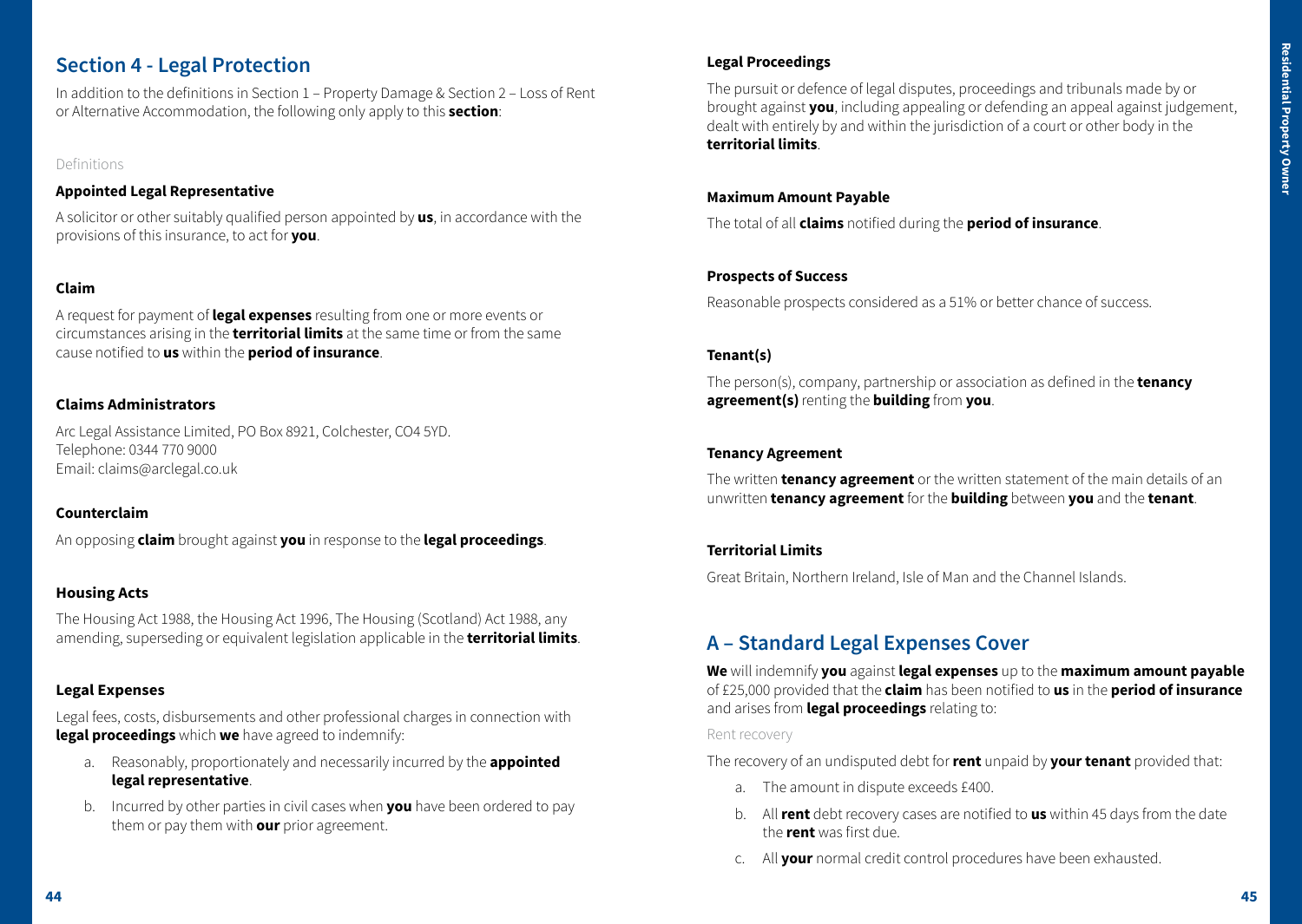## Section 4 - Legal Protection

In addition to the definitions in Section 1 – Property Damage & Section 2 – Loss of Rent or Alternative Accommodation, the following only apply to this **section**:

Definitions

### Appointed Legal Representative

A solicitor or other suitably qualified person appointed by **us**, in accordance with the provisions of this insurance, to act for **you**.

### Claim

A request for payment of **legal expenses** resulting from one or more events or circumstances arising in the **territorial limits** at the same time or from the same cause notified to **us** within the **period of insurance**.

### Claims Administrators

Arc Legal Assistance Limited, PO Box 8921, Colchester, CO4 5YD.
Telephone: 0344 770 9000
Email: claims@arclegal.co.uk

### Counterclaim

An opposing **claim** brought against **you** in response to the **legal proceedings**.

### Housing Acts

The Housing Act 1988, the Housing Act 1996, The Housing (Scotland) Act 1988, any amending, superseding or equivalent legislation applicable in the **territorial limits**.

### Legal Expenses

Legal fees, costs, disbursements and other professional charges in connection with **legal proceedings** which **we** have agreed to indemnify:

a. Reasonably, proportionately and necessarily incurred by the **appointed legal representative**.

b. Incurred by other parties in civil cases when **you** have been ordered to pay them or pay them with **our** prior agreement.

### Legal Proceedings

The pursuit or defence of legal disputes, proceedings and tribunals made by or brought against **you**, including appealing or defending an appeal against judgement, dealt with entirely by and within the jurisdiction of a court or other body in the **territorial limits**.

### Maximum Amount Payable

The total of all **claims** notified during the **period of insurance**.

### Prospects of Success

Reasonable prospects considered as a 51% or better chance of success.

### Tenant(s)

The person(s), company, partnership or association as defined in the **tenancy agreement(s)** renting the **building** from **you**.

### Tenancy Agreement

The written **tenancy agreement** or the written statement of the main details of an unwritten **tenancy agreement** for the **building** between **you** and the **tenant**.

### Territorial Limits

Great Britain, Northern Ireland, Isle of Man and the Channel Islands.

## A – Standard Legal Expenses Cover

**We** will indemnify **you** against **legal expenses** up to the **maximum amount payable** of £25,000 provided that the **claim** has been notified to **us** in the **period of insurance** and arises from **legal proceedings** relating to:

Rent recovery

The recovery of an undisputed debt for **rent** unpaid by **your tenant** provided that:

a. The amount in dispute exceeds £400.

b. All **rent** debt recovery cases are notified to **us** within 45 days from the date the **rent** was first due.

c. All **your** normal credit control procedures have been exhausted.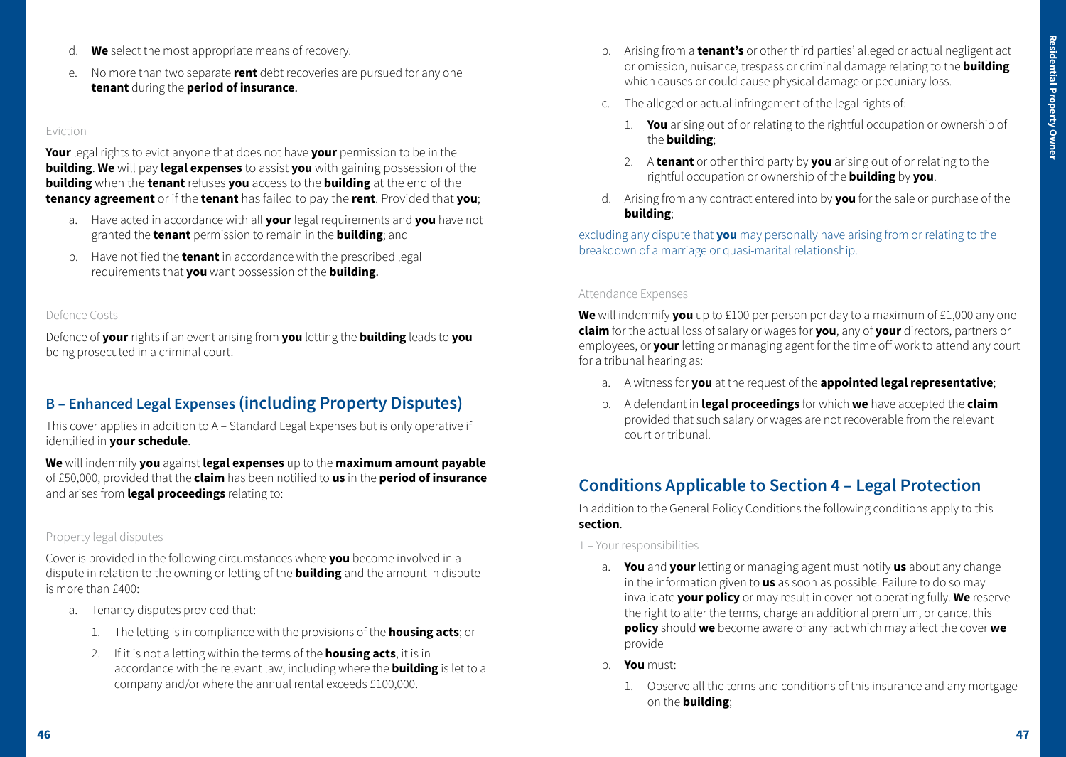d. **We** select the most appropriate means of recovery.

e. No more than two separate **rent** debt recoveries are pursued for any one **tenant** during the **period of insurance.**

#### Eviction

**Your** legal rights to evict anyone that does not have **your** permission to be in the **building**. **We** will pay **legal expenses** to assist **you** with gaining possession of the **building** when the **tenant** refuses **you** access to the **building** at the end of the **tenancy agreement** or if the **tenant** has failed to pay the **rent**. Provided that **you**;

a. Have acted in accordance with all **your** legal requirements and **you** have not granted the **tenant** permission to remain in the **building**; and

b. Have notified the **tenant** in accordance with the prescribed legal requirements that **you** want possession of the **building.**

#### Defence Costs

Defence of **your** rights if an event arising from **you** letting the **building** leads to **you** being prosecuted in a criminal court.

## B – Enhanced Legal Expenses (including Property Disputes)

This cover applies in addition to A – Standard Legal Expenses but is only operative if identified in **your schedule**.

**We** will indemnify **you** against **legal expenses** up to the **maximum amount payable** of £50,000, provided that the **claim** has been notified to **us** in the **period of insurance** and arises from **legal proceedings** relating to:

#### Property legal disputes

Cover is provided in the following circumstances where **you** become involved in a dispute in relation to the owning or letting of the **building** and the amount in dispute is more than £400:

a. Tenancy disputes provided that:

   1. The letting is in compliance with the provisions of the **housing acts**; or

   2. If it is not a letting within the terms of the **housing acts**, it is in accordance with the relevant law, including where the **building** is let to a company and/or where the annual rental exceeds £100,000.

b. Arising from a **tenant's** or other third parties' alleged or actual negligent act or omission, nuisance, trespass or criminal damage relating to the **building** which causes or could cause physical damage or pecuniary loss.

c. The alleged or actual infringement of the legal rights of:

   1. **You** arising out of or relating to the rightful occupation or ownership of the **building**;

   2. A **tenant** or other third party by **you** arising out of or relating to the rightful occupation or ownership of the **building** by **you**.

d. Arising from any contract entered into by **you** for the sale or purchase of the **building**;

excluding any dispute that **you** may personally have arising from or relating to the breakdown of a marriage or quasi-marital relationship.

#### Attendance Expenses

**We** will indemnify **you** up to £100 per person per day to a maximum of £1,000 any one **claim** for the actual loss of salary or wages for **you**, any of **your** directors, partners or employees, or **your** letting or managing agent for the time off work to attend any court for a tribunal hearing as:

a. A witness for **you** at the request of the **appointed legal representative**;

b. A defendant in **legal proceedings** for which **we** have accepted the **claim** provided that such salary or wages are not recoverable from the relevant court or tribunal.

## Conditions Applicable to Section 4 – Legal Protection

In addition to the General Policy Conditions the following conditions apply to this **section**.

#### 1 – Your responsibilities

a. **You** and **your** letting or managing agent must notify **us** about any change in the information given to **us** as soon as possible. Failure to do so may invalidate **your policy** or may result in cover not operating fully. **We** reserve the right to alter the terms, charge an additional premium, or cancel this **policy** should **we** become aware of any fact which may affect the cover **we** provide

b. **You** must:

   1. Observe all the terms and conditions of this insurance and any mortgage on the **building**;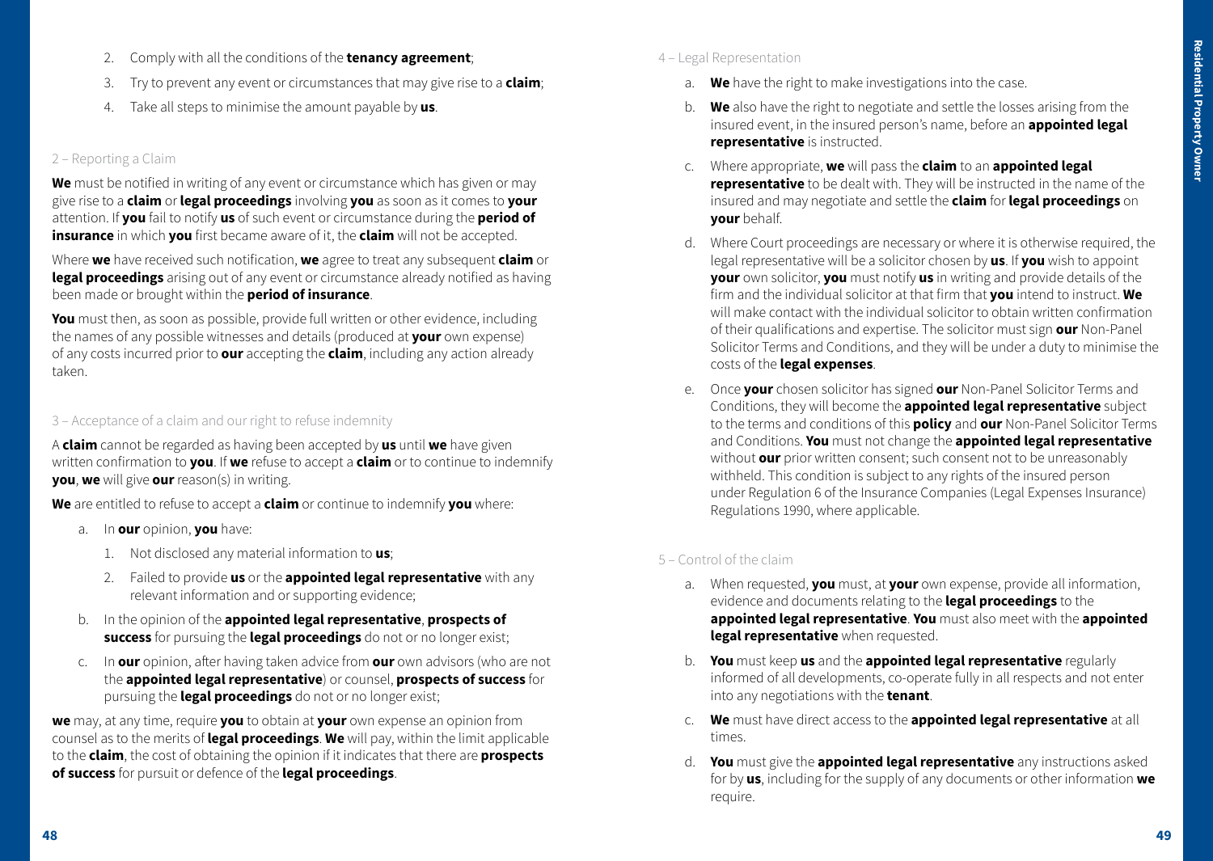2. Comply with all the conditions of the **tenancy agreement**;
3. Try to prevent any event or circumstances that may give rise to a **claim**;
4. Take all steps to minimise the amount payable by **us**.

### 2 – Reporting a Claim

**We** must be notified in writing of any event or circumstance which has given or may give rise to a **claim** or **legal proceedings** involving **you** as soon as it comes to **your** attention. If **you** fail to notify **us** of such event or circumstance during the **period of insurance** in which **you** first became aware of it, the **claim** will not be accepted.

Where **we** have received such notification, **we** agree to treat any subsequent **claim** or **legal proceedings** arising out of any event or circumstance already notified as having been made or brought within the **period of insurance**.

**You** must then, as soon as possible, provide full written or other evidence, including the names of any possible witnesses and details (produced at **your** own expense) of any costs incurred prior to **our** accepting the **claim**, including any action already taken.

### 3 – Acceptance of a claim and our right to refuse indemnity

A **claim** cannot be regarded as having been accepted by **us** until **we** have given written confirmation to **you**. If **we** refuse to accept a **claim** or to continue to indemnify **you**, **we** will give **our** reason(s) in writing.

**We** are entitled to refuse to accept a **claim** or continue to indemnify **you** where:

a. In **our** opinion, **you** have:
   1. Not disclosed any material information to **us**;
   2. Failed to provide **us** or the **appointed legal representative** with any relevant information and or supporting evidence;
b. In the opinion of the **appointed legal representative**, **prospects of success** for pursuing the **legal proceedings** do not or no longer exist;
c. In **our** opinion, after having taken advice from **our** own advisors (who are not the **appointed legal representative**) or counsel, **prospects of success** for pursuing the **legal proceedings** do not or no longer exist;

**we** may, at any time, require **you** to obtain at **your** own expense an opinion from counsel as to the merits of **legal proceedings**. **We** will pay, within the limit applicable to the **claim**, the cost of obtaining the opinion if it indicates that there are **prospects of success** for pursuit or defence of the **legal proceedings**.

### 4 – Legal Representation

a. **We** have the right to make investigations into the case.
b. **We** also have the right to negotiate and settle the losses arising from the insured event, in the insured person's name, before an **appointed legal representative** is instructed.
c. Where appropriate, **we** will pass the **claim** to an **appointed legal representative** to be dealt with. They will be instructed in the name of the insured and may negotiate and settle the **claim** for **legal proceedings** on **your** behalf.
d. Where Court proceedings are necessary or where it is otherwise required, the legal representative will be a solicitor chosen by **us**. If **you** wish to appoint **your** own solicitor, **you** must notify **us** in writing and provide details of the firm and the individual solicitor at that firm that **you** intend to instruct. **We** will make contact with the individual solicitor to obtain written confirmation of their qualifications and expertise. The solicitor must sign **our** Non-Panel Solicitor Terms and Conditions, and they will be under a duty to minimise the costs of the **legal expenses**.
e. Once **your** chosen solicitor has signed **our** Non-Panel Solicitor Terms and Conditions, they will become the **appointed legal representative** subject to the terms and conditions of this **policy** and **our** Non-Panel Solicitor Terms and Conditions. **You** must not change the **appointed legal representative** without **our** prior written consent; such consent not to be unreasonably withheld. This condition is subject to any rights of the insured person under Regulation 6 of the Insurance Companies (Legal Expenses Insurance) Regulations 1990, where applicable.

### 5 – Control of the claim

a. When requested, **you** must, at **your** own expense, provide all information, evidence and documents relating to the **legal proceedings** to the **appointed legal representative**. **You** must also meet with the **appointed legal representative** when requested.
b. **You** must keep **us** and the **appointed legal representative** regularly informed of all developments, co-operate fully in all respects and not enter into any negotiations with the **tenant**.
c. **We** must have direct access to the **appointed legal representative** at all times.
d. **You** must give the **appointed legal representative** any instructions asked for by **us**, including for the supply of any documents or other information **we** require.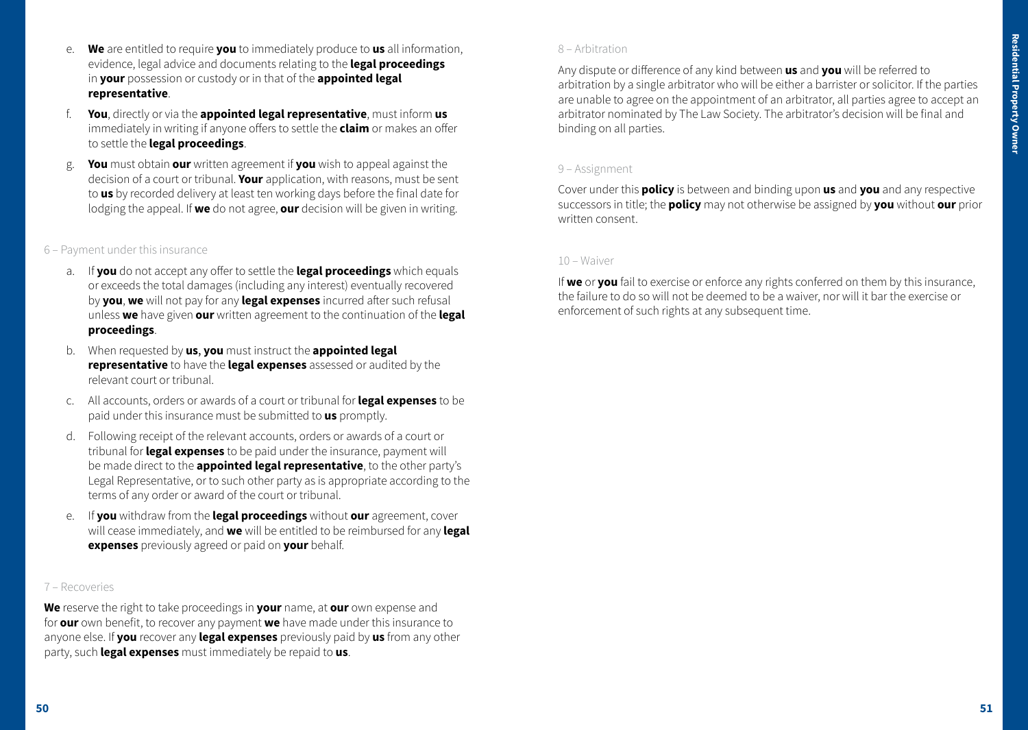e. **We** are entitled to require **you** to immediately produce to **us** all information, evidence, legal advice and documents relating to the **legal proceedings** in **your** possession or custody or in that of the **appointed legal representative**.

f. **You**, directly or via the **appointed legal representative**, must inform **us** immediately in writing if anyone offers to settle the **claim** or makes an offer to settle the **legal proceedings**.

g. **You** must obtain **our** written agreement if **you** wish to appeal against the decision of a court or tribunal. **Your** application, with reasons, must be sent to **us** by recorded delivery at least ten working days before the final date for lodging the appeal. If **we** do not agree, **our** decision will be given in writing.

## 6 – Payment under this insurance

a. If **you** do not accept any offer to settle the **legal proceedings** which equals or exceeds the total damages (including any interest) eventually recovered by **you**, **we** will not pay for any **legal expenses** incurred after such refusal unless **we** have given **our** written agreement to the continuation of the **legal proceedings**.

b. When requested by **us**, **you** must instruct the **appointed legal representative** to have the **legal expenses** assessed or audited by the relevant court or tribunal.

c. All accounts, orders or awards of a court or tribunal for **legal expenses** to be paid under this insurance must be submitted to **us** promptly.

d. Following receipt of the relevant accounts, orders or awards of a court or tribunal for **legal expenses** to be paid under the insurance, payment will be made direct to the **appointed legal representative**, to the other party's Legal Representative, or to such other party as is appropriate according to the terms of any order or award of the court or tribunal.

e. If **you** withdraw from the **legal proceedings** without **our** agreement, cover will cease immediately, and **we** will be entitled to be reimbursed for any **legal expenses** previously agreed or paid on **your** behalf.

## 7 – Recoveries

**We** reserve the right to take proceedings in **your** name, at **our** own expense and for **our** own benefit, to recover any payment **we** have made under this insurance to anyone else. If **you** recover any **legal expenses** previously paid by **us** from any other party, such **legal expenses** must immediately be repaid to **us**.

## 8 – Arbitration

Any dispute or difference of any kind between **us** and **you** will be referred to arbitration by a single arbitrator who will be either a barrister or solicitor. If the parties are unable to agree on the appointment of an arbitrator, all parties agree to accept an arbitrator nominated by The Law Society. The arbitrator's decision will be final and binding on all parties.

## 9 – Assignment

Cover under this **policy** is between and binding upon **us** and **you** and any respective successors in title; the **policy** may not otherwise be assigned by **you** without **our** prior written consent.

## 10 – Waiver

If **we** or **you** fail to exercise or enforce any rights conferred on them by this insurance, the failure to do so will not be deemed to be a waiver, nor will it bar the exercise or enforcement of such rights at any subsequent time.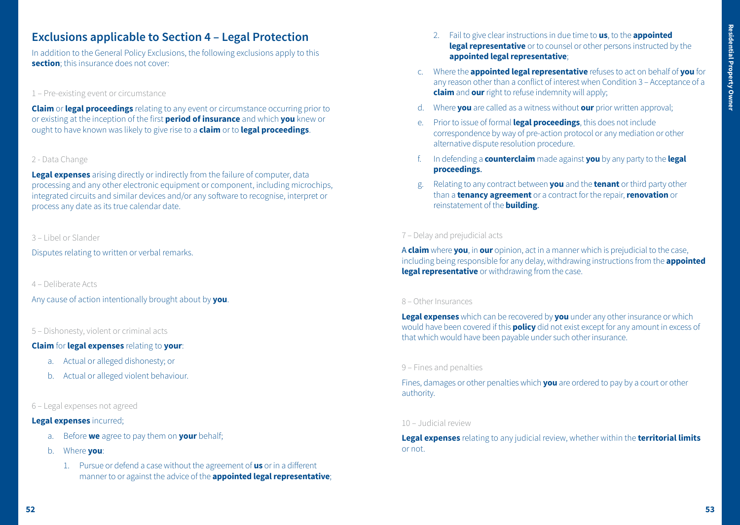## Exclusions applicable to Section 4 – Legal Protection

In addition to the General Policy Exclusions, the following exclusions apply to this **section**; this insurance does not cover:

### 1 – Pre-existing event or circumstance

**Claim** or **legal proceedings** relating to any event or circumstance occurring prior to or existing at the inception of the first **period of insurance** and which **you** knew or ought to have known was likely to give rise to a **claim** or to **legal proceedings**.

### 2 - Data Change

**Legal expenses** arising directly or indirectly from the failure of computer, data processing and any other electronic equipment or component, including microchips, integrated circuits and similar devices and/or any software to recognise, interpret or process any date as its true calendar date.

### 3 – Libel or Slander

Disputes relating to written or verbal remarks.

### 4 – Deliberate Acts

Any cause of action intentionally brought about by **you**.

### 5 – Dishonesty, violent or criminal acts

**Claim** for **legal expenses** relating to **your**:

a. Actual or alleged dishonesty; or

b. Actual or alleged violent behaviour.

### 6 – Legal expenses not agreed

**Legal expenses** incurred;

a. Before **we** agree to pay them on **your** behalf;

b. Where **you**:

   1. Pursue or defend a case without the agreement of **us** or in a different manner to or against the advice of the **appointed legal representative**;
   2. Fail to give clear instructions in due time to **us**, to the **appointed legal representative** or to counsel or other persons instructed by the **appointed legal representative**;

c. Where the **appointed legal representative** refuses to act on behalf of **you** for any reason other than a conflict of interest when Condition 3 – Acceptance of a **claim** and **our** right to refuse indemnity will apply;

d. Where **you** are called as a witness without **our** prior written approval;

e. Prior to issue of formal **legal proceedings**, this does not include correspondence by way of pre-action protocol or any mediation or other alternative dispute resolution procedure.

f. In defending a **counterclaim** made against **you** by any party to the **legal proceedings**.

g. Relating to any contract between **you** and the **tenant** or third party other than a **tenancy agreement** or a contract for the repair, **renovation** or reinstatement of the **building**.

### 7 – Delay and prejudicial acts

A **claim** where **you**, in **our** opinion, act in a manner which is prejudicial to the case, including being responsible for any delay, withdrawing instructions from the **appointed legal representative** or withdrawing from the case.

### 8 – Other Insurances

**Legal expenses** which can be recovered by **you** under any other insurance or which would have been covered if this **policy** did not exist except for any amount in excess of that which would have been payable under such other insurance.

### 9 – Fines and penalties

Fines, damages or other penalties which **you** are ordered to pay by a court or other authority.

### 10 – Judicial review

**Legal expenses** relating to any judicial review, whether within the **territorial limits** or not.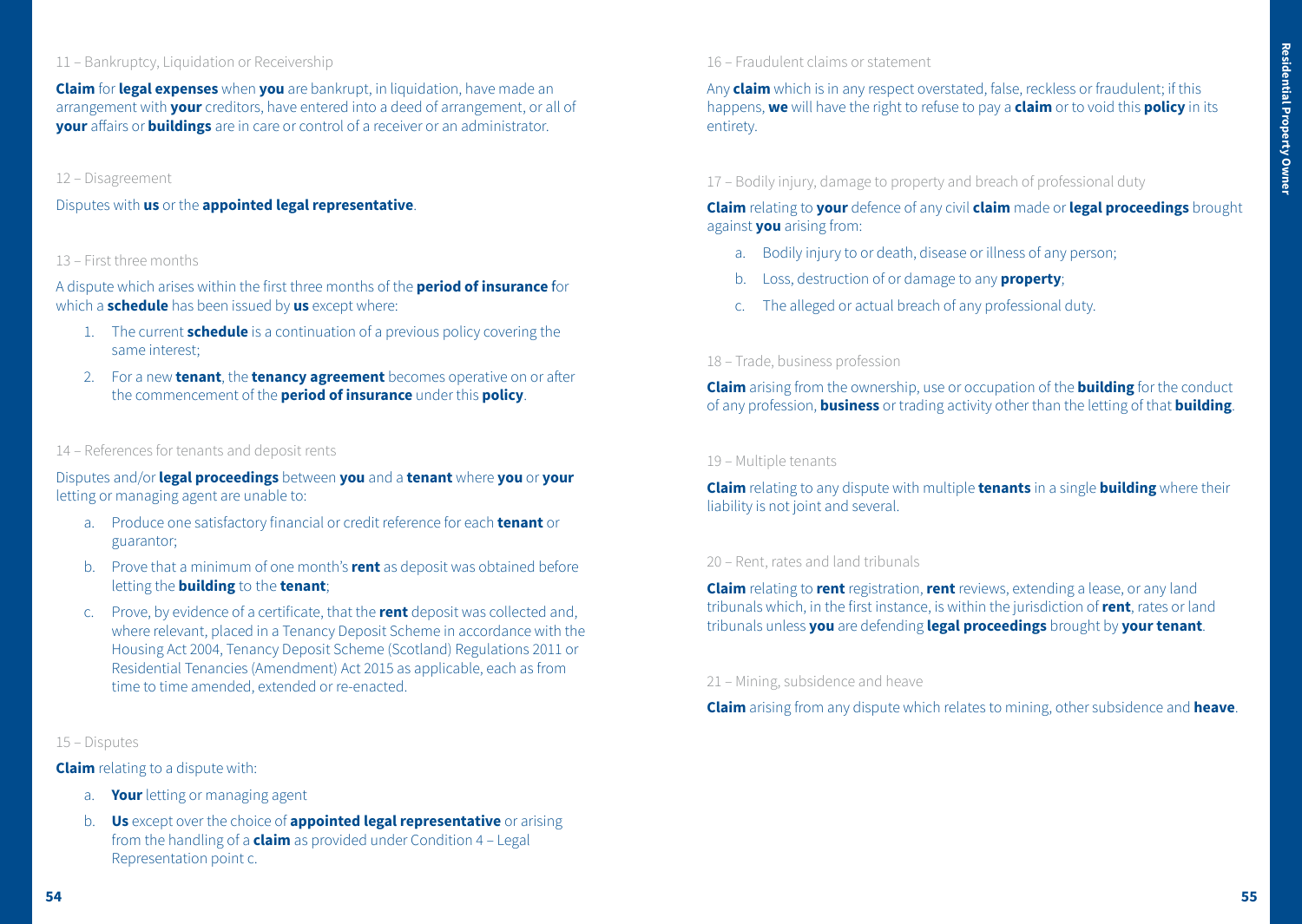11 – Bankruptcy, Liquidation or Receivership

**Claim** for **legal expenses** when **you** are bankrupt, in liquidation, have made an arrangement with **your** creditors, have entered into a deed of arrangement, or all of **your** affairs or **buildings** are in care or control of a receiver or an administrator.

12 – Disagreement

Disputes with **us** or the **appointed legal representative**.

13 – First three months

A dispute which arises within the first three months of the **period of insurance** for which a **schedule** has been issued by **us** except where:

1. The current **schedule** is a continuation of a previous policy covering the same interest;
2. For a new **tenant**, the **tenancy agreement** becomes operative on or after the commencement of the **period of insurance** under this **policy**.

14 – References for tenants and deposit rents

Disputes and/or **legal proceedings** between **you** and a **tenant** where **you** or **your** letting or managing agent are unable to:

a. Produce one satisfactory financial or credit reference for each **tenant** or guarantor;

b. Prove that a minimum of one month's **rent** as deposit was obtained before letting the **building** to the **tenant**;

c. Prove, by evidence of a certificate, that the **rent** deposit was collected and, where relevant, placed in a Tenancy Deposit Scheme in accordance with the Housing Act 2004, Tenancy Deposit Scheme (Scotland) Regulations 2011 or Residential Tenancies (Amendment) Act 2015 as applicable, each as from time to time amended, extended or re-enacted.

15 – Disputes

**Claim** relating to a dispute with:

a. **Your** letting or managing agent

b. **Us** except over the choice of **appointed legal representative** or arising from the handling of a **claim** as provided under Condition 4 – Legal Representation point c.

16 – Fraudulent claims or statement

Any **claim** which is in any respect overstated, false, reckless or fraudulent; if this happens, **we** will have the right to refuse to pay a **claim** or to void this **policy** in its entirety.

17 – Bodily injury, damage to property and breach of professional duty

**Claim** relating to **your** defence of any civil **claim** made or **legal proceedings** brought against **you** arising from:

a. Bodily injury to or death, disease or illness of any person;

b. Loss, destruction of or damage to any **property**;

c. The alleged or actual breach of any professional duty.

18 – Trade, business profession

**Claim** arising from the ownership, use or occupation of the **building** for the conduct of any profession, **business** or trading activity other than the letting of that **building**.

19 – Multiple tenants

**Claim** relating to any dispute with multiple **tenants** in a single **building** where their liability is not joint and several.

20 – Rent, rates and land tribunals

**Claim** relating to **rent** registration, **rent** reviews, extending a lease, or any land tribunals which, in the first instance, is within the jurisdiction of **rent**, rates or land tribunals unless **you** are defending **legal proceedings** brought by **your tenant**.

21 – Mining, subsidence and heave

**Claim** arising from any dispute which relates to mining, other subsidence and **heave**.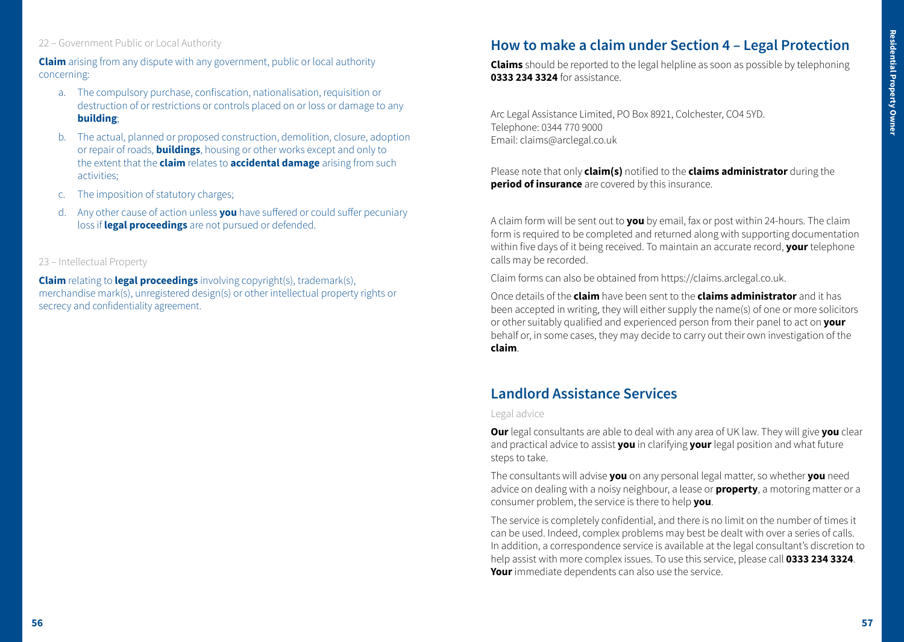22 – Government Public or Local Authority

**Claim** arising from any dispute with any government, public or local authority concerning:

a. The compulsory purchase, confiscation, nationalisation, requisition or destruction of or restrictions or controls placed on or loss or damage to any **building**;

b. The actual, planned or proposed construction, demolition, closure, adoption or repair of roads, **buildings**, housing or other works except and only to the extent that the **claim** relates to **accidental damage** arising from such activities;

c. The imposition of statutory charges;

d. Any other cause of action unless **you** have suffered or could suffer pecuniary loss if **legal proceedings** are not pursued or defended.

23 – Intellectual Property

**Claim** relating to **legal proceedings** involving copyright(s), trademark(s), merchandise mark(s), unregistered design(s) or other intellectual property rights or secrecy and confidentiality agreement.

## How to make a claim under Section 4 – Legal Protection

**Claims** should be reported to the legal helpline as soon as possible by telephoning **0333 234 3324** for assistance.

Arc Legal Assistance Limited, PO Box 8921, Colchester, CO4 5YD.
Telephone: 0344 770 9000
Email: claims@arclegal.co.uk

Please note that only **claim(s)** notified to the **claims administrator** during the **period of insurance** are covered by this insurance.

A claim form will be sent out to **you** by email, fax or post within 24-hours. The claim form is required to be completed and returned along with supporting documentation within five days of it being received. To maintain an accurate record, **your** telephone calls may be recorded.

Claim forms can also be obtained from https://claims.arclegal.co.uk.

Once details of the **claim** have been sent to the **claims administrator** and it has been accepted in writing, they will either supply the name(s) of one or more solicitors or other suitably qualified and experienced person from their panel to act on **your** behalf or, in some cases, they may decide to carry out their own investigation of the **claim**.

## Landlord Assistance Services

Legal advice

**Our** legal consultants are able to deal with any area of UK law. They will give **you** clear and practical advice to assist **you** in clarifying **your** legal position and what future steps to take.

The consultants will advise **you** on any personal legal matter, so whether **you** need advice on dealing with a noisy neighbour, a lease or **property**, a motoring matter or a consumer problem, the service is there to help **you**.

The service is completely confidential, and there is no limit on the number of times it can be used. Indeed, complex problems may best be dealt with over a series of calls. In addition, a correspondence service is available at the legal consultant's discretion to help assist with more complex issues. To use this service, please call **0333 234 3324**. **Your** immediate dependents can also use the service.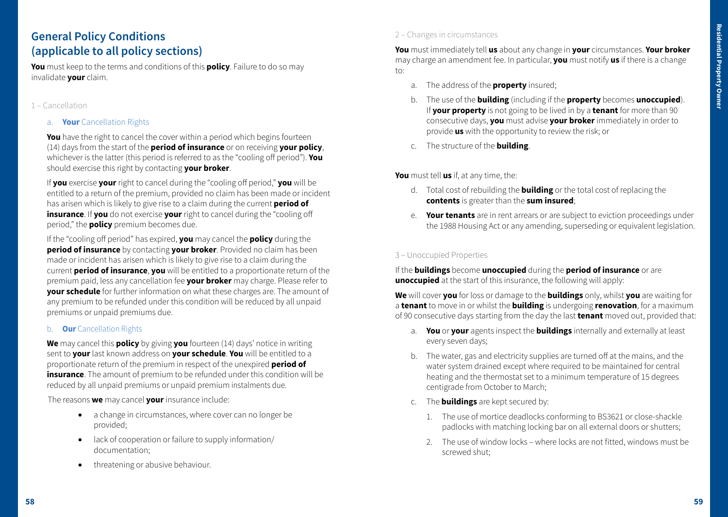# General Policy Conditions (applicable to all policy sections)

**You** must keep to the terms and conditions of this **policy**. Failure to do so may invalidate **your** claim.

## 1 – Cancellation

### a. **Your** Cancellation Rights

**You** have the right to cancel the cover within a period which begins fourteen (14) days from the start of the **period of insurance** or on receiving **your policy**, whichever is the latter (this period is referred to as the "cooling off period"). **You** should exercise this right by contacting **your broker**.

If **you** exercise **your** right to cancel during the "cooling off period," **you** will be entitled to a return of the premium, provided no claim has been made or incident has arisen which is likely to give rise to a claim during the current **period of insurance**. If **you** do not exercise **your** right to cancel during the "cooling off period," the **policy** premium becomes due.

If the "cooling off period" has expired, **you** may cancel the **policy** during the **period of insurance** by contacting **your broker**. Provided no claim has been made or incident has arisen which is likely to give rise to a claim during the current **period of insurance**, **you** will be entitled to a proportionate return of the premium paid, less any cancellation fee **your broker** may charge. Please refer to **your schedule** for further information on what these charges are. The amount of any premium to be refunded under this condition will be reduced by all unpaid premiums or unpaid premiums due.

### b. **Our** Cancellation Rights

**We** may cancel this **policy** by giving **you** fourteen (14) days' notice in writing sent to **your** last known address on **your schedule**. **You** will be entitled to a proportionate return of the premium in respect of the unexpired **period of insurance**. The amount of premium to be refunded under this condition will be reduced by all unpaid premiums or unpaid premium instalments due.

The reasons **we** may cancel **your** insurance include:

- a change in circumstances, where cover can no longer be provided;
- lack of cooperation or failure to supply information/ documentation;
- threatening or abusive behaviour.

## 2 – Changes in circumstances

**You** must immediately tell **us** about any change in **your** circumstances. **Your broker** may charge an amendment fee. In particular, **you** must notify **us** if there is a change to:

a. The address of the **property** insured;

b. The use of the **building** (including if the **property** becomes **unoccupied**). If **your property** is not going to be lived in by a **tenant** for more than 90 consecutive days, **you** must advise **your broker** immediately in order to provide **us** with the opportunity to review the risk; or

c. The structure of the **building**.

**You** must tell **us** if, at any time, the:

d. Total cost of rebuilding the **building** or the total cost of replacing the **contents** is greater than the **sum insured**;

e. **Your tenants** are in rent arrears or are subject to eviction proceedings under the 1988 Housing Act or any amending, superseding or equivalent legislation.

## 3 – Unoccupied Properties

If the **buildings** become **unoccupied** during the **period of insurance** or are **unoccupied** at the start of this insurance, the following will apply:

**We** will cover **you** for loss or damage to the **buildings** only, whilst **you** are waiting for a **tenant** to move in or whilst the **building** is undergoing **renovation**, for a maximum of 90 consecutive days starting from the day the last **tenant** moved out, provided that:

a. **You** or **your** agents inspect the **buildings** internally and externally at least every seven days;

b. The water, gas and electricity supplies are turned off at the mains, and the water system drained except where required to be maintained for central heating and the thermostat set to a minimum temperature of 15 degrees centigrade from October to March;

c. The **buildings** are kept secured by:

1. The use of mortice deadlocks conforming to BS3621 or close-shackle padlocks with matching locking bar on all external doors or shutters;
2. The use of window locks – where locks are not fitted, windows must be screwed shut;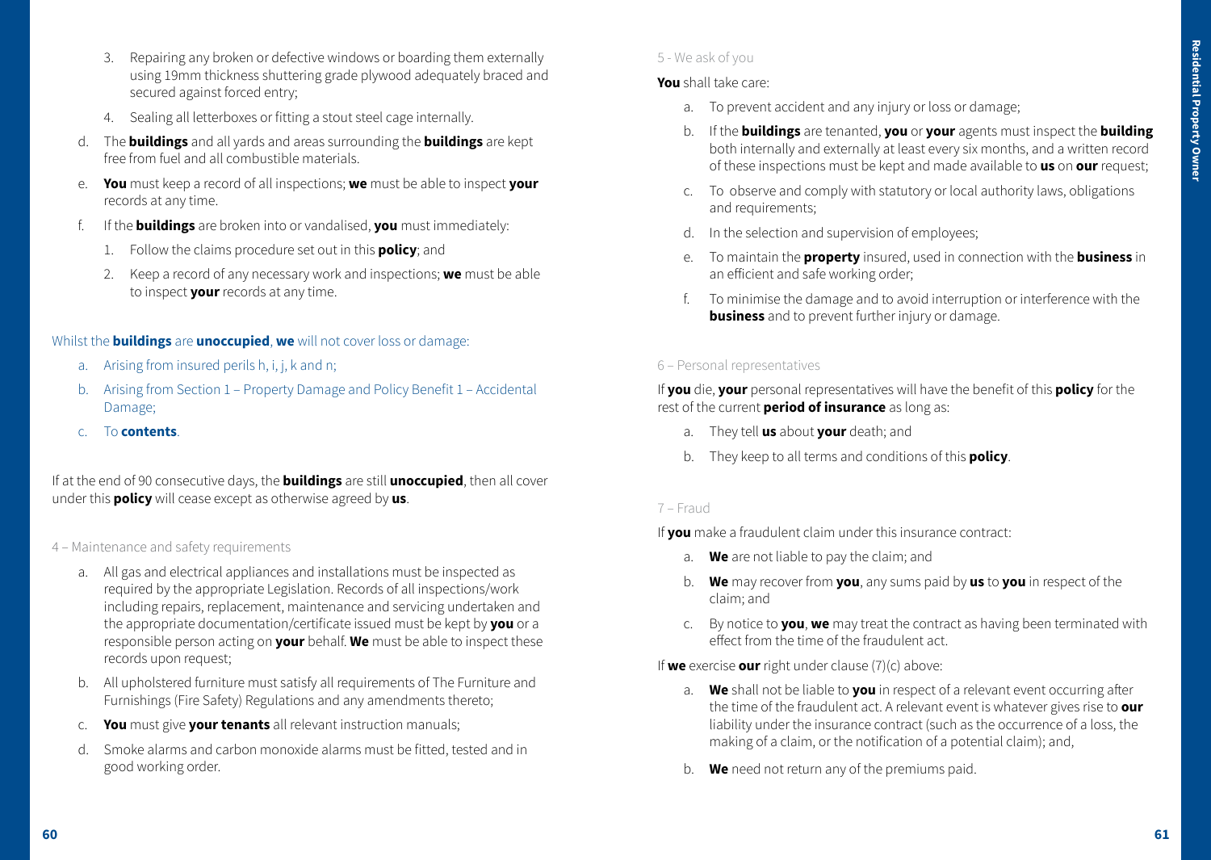3. Repairing any broken or defective windows or boarding them externally using 19mm thickness shuttering grade plywood adequately braced and secured against forced entry;
4. Sealing all letterboxes or fitting a stout steel cage internally.

d. The **buildings** and all yards and areas surrounding the **buildings** are kept free from fuel and all combustible materials.

e. **You** must keep a record of all inspections; **we** must be able to inspect **your** records at any time.

f. If the **buildings** are broken into or vandalised, **you** must immediately:

1. Follow the claims procedure set out in this **policy**; and
2. Keep a record of any necessary work and inspections; **we** must be able to inspect **your** records at any time.

Whilst the **buildings** are **unoccupied**, **we** will not cover loss or damage:

a. Arising from insured perils h, i, j, k and n;

b. Arising from Section 1 – Property Damage and Policy Benefit 1 – Accidental Damage;

c. To **contents**.

If at the end of 90 consecutive days, the **buildings** are still **unoccupied**, then all cover under this **policy** will cease except as otherwise agreed by **us**.

### 4 – Maintenance and safety requirements

a. All gas and electrical appliances and installations must be inspected as required by the appropriate Legislation. Records of all inspections/work including repairs, replacement, maintenance and servicing undertaken and the appropriate documentation/certificate issued must be kept by **you** or a responsible person acting on **your** behalf. **We** must be able to inspect these records upon request;

b. All upholstered furniture must satisfy all requirements of The Furniture and Furnishings (Fire Safety) Regulations and any amendments thereto;

c. **You** must give **your tenants** all relevant instruction manuals;

d. Smoke alarms and carbon monoxide alarms must be fitted, tested and in good working order.

### 5 - We ask of you

**You** shall take care:

a. To prevent accident and any injury or loss or damage;

b. If the **buildings** are tenanted, **you** or **your** agents must inspect the **building** both internally and externally at least every six months, and a written record of these inspections must be kept and made available to **us** on **our** request;

c. To observe and comply with statutory or local authority laws, obligations and requirements;

d. In the selection and supervision of employees;

e. To maintain the **property** insured, used in connection with the **business** in an efficient and safe working order;

f. To minimise the damage and to avoid interruption or interference with the **business** and to prevent further injury or damage.

### 6 – Personal representatives

If **you** die, **your** personal representatives will have the benefit of this **policy** for the rest of the current **period of insurance** as long as:

a. They tell **us** about **your** death; and

b. They keep to all terms and conditions of this **policy**.

### 7 – Fraud

If **you** make a fraudulent claim under this insurance contract:

a. **We** are not liable to pay the claim; and

b. **We** may recover from **you**, any sums paid by **us** to **you** in respect of the claim; and

c. By notice to **you**, **we** may treat the contract as having been terminated with effect from the time of the fraudulent act.

If **we** exercise **our** right under clause (7)(c) above:

a. **We** shall not be liable to **you** in respect of a relevant event occurring after the time of the fraudulent act. A relevant event is whatever gives rise to **our** liability under the insurance contract (such as the occurrence of a loss, the making of a claim, or the notification of a potential claim); and,

b. **We** need not return any of the premiums paid.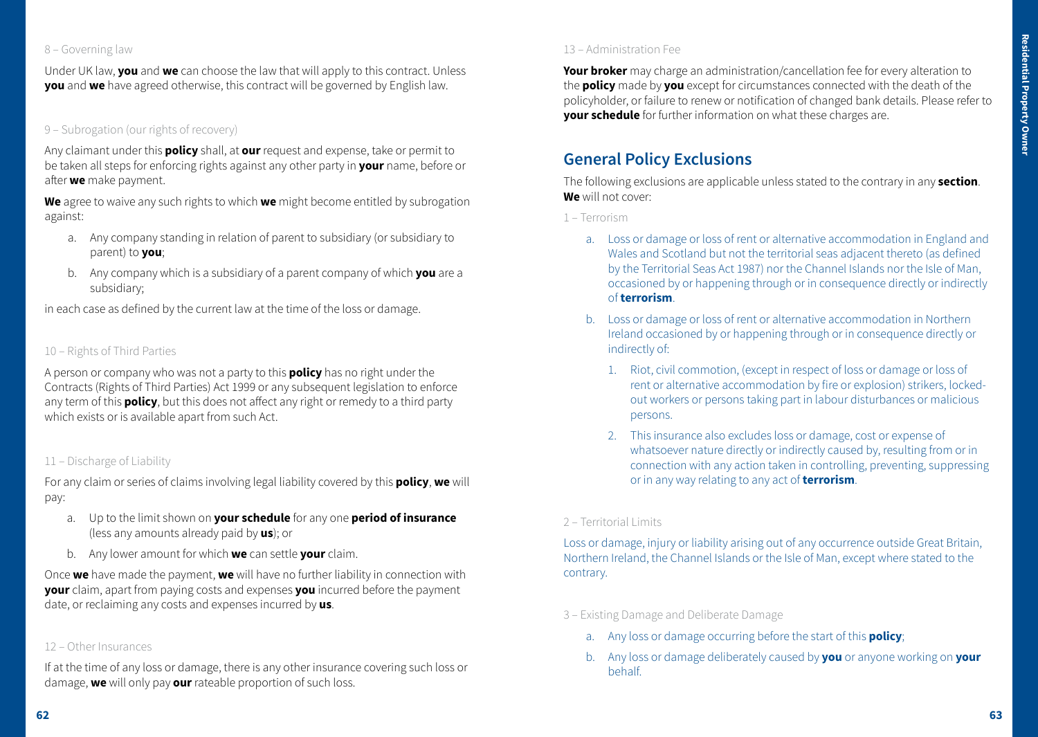8 – Governing law

Under UK law, **you** and **we** can choose the law that will apply to this contract. Unless **you** and **we** have agreed otherwise, this contract will be governed by English law.

9 – Subrogation (our rights of recovery)

Any claimant under this **policy** shall, at **our** request and expense, take or permit to be taken all steps for enforcing rights against any other party in **your** name, before or after **we** make payment.

**We** agree to waive any such rights to which **we** might become entitled by subrogation against:

a. Any company standing in relation of parent to subsidiary (or subsidiary to parent) to **you**;

b. Any company which is a subsidiary of a parent company of which **you** are a subsidiary;

in each case as defined by the current law at the time of the loss or damage.

10 – Rights of Third Parties

A person or company who was not a party to this **policy** has no right under the Contracts (Rights of Third Parties) Act 1999 or any subsequent legislation to enforce any term of this **policy**, but this does not affect any right or remedy to a third party which exists or is available apart from such Act.

11 – Discharge of Liability

For any claim or series of claims involving legal liability covered by this **policy**, **we** will pay:

a. Up to the limit shown on **your schedule** for any one **period of insurance** (less any amounts already paid by **us**); or

b. Any lower amount for which **we** can settle **your** claim.

Once **we** have made the payment, **we** will have no further liability in connection with **your** claim, apart from paying costs and expenses **you** incurred before the payment date, or reclaiming any costs and expenses incurred by **us**.

12 – Other Insurances

If at the time of any loss or damage, there is any other insurance covering such loss or damage, **we** will only pay **our** rateable proportion of such loss.

13 – Administration Fee

**Your broker** may charge an administration/cancellation fee for every alteration to the **policy** made by **you** except for circumstances connected with the death of the policyholder, or failure to renew or notification of changed bank details. Please refer to **your schedule** for further information on what these charges are.

## General Policy Exclusions

The following exclusions are applicable unless stated to the contrary in any **section**. **We** will not cover:

1 – Terrorism

a. Loss or damage or loss of rent or alternative accommodation in England and Wales and Scotland but not the territorial seas adjacent thereto (as defined by the Territorial Seas Act 1987) nor the Channel Islands nor the Isle of Man, occasioned by or happening through or in consequence directly or indirectly of **terrorism**.

b. Loss or damage or loss of rent or alternative accommodation in Northern Ireland occasioned by or happening through or in consequence directly or indirectly of:

   1. Riot, civil commotion, (except in respect of loss or damage or loss of rent or alternative accommodation by fire or explosion) strikers, locked-out workers or persons taking part in labour disturbances or malicious persons.

   2. This insurance also excludes loss or damage, cost or expense of whatsoever nature directly or indirectly caused by, resulting from or in connection with any action taken in controlling, preventing, suppressing or in any way relating to any act of **terrorism**.

2 – Territorial Limits

Loss or damage, injury or liability arising out of any occurrence outside Great Britain, Northern Ireland, the Channel Islands or the Isle of Man, except where stated to the contrary.

3 – Existing Damage and Deliberate Damage

a. Any loss or damage occurring before the start of this **policy**;

b. Any loss or damage deliberately caused by **you** or anyone working on **your** behalf.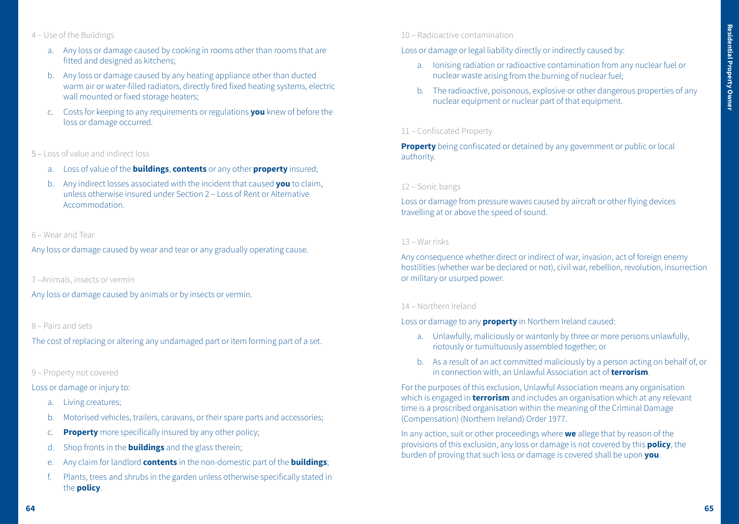4 – Use of the Buildings

a. Any loss or damage caused by cooking in rooms other than rooms that are fitted and designed as kitchens;
b. Any loss or damage caused by any heating appliance other than ducted warm air or water-filled radiators, directly fired fixed heating systems, electric wall mounted or fixed storage heaters;
c. Costs for keeping to any requirements or regulations **you** knew of before the loss or damage occurred.

5 – Loss of value and indirect loss

a. Loss of value of the **buildings**, **contents** or any other **property** insured;
b. Any indirect losses associated with the incident that caused **you** to claim, unless otherwise insured under Section 2 – Loss of Rent or Alternative Accommodation.

6 – Wear and Tear

Any loss or damage caused by wear and tear or any gradually operating cause.

7 –Animals, insects or vermin

Any loss or damage caused by animals or by insects or vermin.

8 – Pairs and sets

The cost of replacing or altering any undamaged part or item forming part of a set.

9 – Property not covered

Loss or damage or injury to:

a. Living creatures;
b. Motorised vehicles, trailers, caravans, or their spare parts and accessories;
c. **Property** more specifically insured by any other policy;
d. Shop fronts in the **buildings** and the glass therein;
e. Any claim for landlord **contents** in the non-domestic part of the **buildings**;
f. Plants, trees and shrubs in the garden unless otherwise specifically stated in the **policy**.

10 – Radioactive contamination

Loss or damage or legal liability directly or indirectly caused by:

a. Ionising radiation or radioactive contamination from any nuclear fuel or nuclear waste arising from the burning of nuclear fuel;
b. The radioactive, poisonous, explosive or other dangerous properties of any nuclear equipment or nuclear part of that equipment.

11 – Confiscated Property

**Property** being confiscated or detained by any government or public or local authority.

12 – Sonic bangs

Loss or damage from pressure waves caused by aircraft or other flying devices travelling at or above the speed of sound.

13 – War risks

Any consequence whether direct or indirect of war, invasion, act of foreign enemy hostilities (whether war be declared or not), civil war, rebellion, revolution, insurrection or military or usurped power.

14 – Northern Ireland

Loss or damage to any **property** in Northern Ireland caused:

a. Unlawfully, maliciously or wantonly by three or more persons unlawfully, riotously or tumultuously assembled together; or
b. As a result of an act committed maliciously by a person acting on behalf of, or in connection with, an Unlawful Association act of **terrorism**.

For the purposes of this exclusion, Unlawful Association means any organisation which is engaged in **terrorism** and includes an organisation which at any relevant time is a proscribed organisation within the meaning of the Criminal Damage (Compensation) (Northern Ireland) Order 1977.

In any action, suit or other proceedings where **we** allege that by reason of the provisions of this exclusion, any loss or damage is not covered by this **policy**, the burden of proving that such loss or damage is covered shall be upon **you**.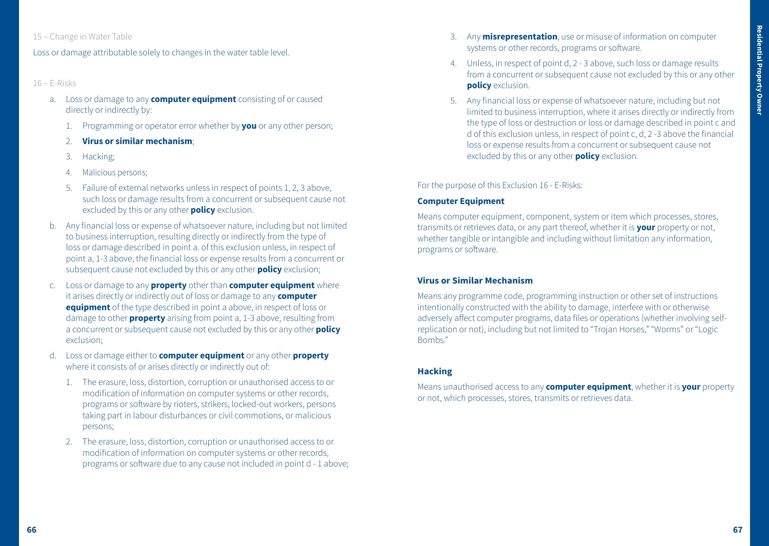15 – Change in Water Table

Loss or damage attributable solely to changes in the water table level.

16 – E-Risks

a. Loss or damage to any **computer equipment** consisting of or caused directly or indirectly by:
   1. Programming or operator error whether by **you** or any other person;
   2. **Virus or similar mechanism**;
   3. Hacking;
   4. Malicious persons;
   5. Failure of external networks unless in respect of points 1, 2, 3 above, such loss or damage results from a concurrent or subsequent cause not excluded by this or any other **policy** exclusion.
b. Any financial loss or expense of whatsoever nature, including but not limited to business interruption, resulting directly or indirectly from the type of loss or damage described in point a. of this exclusion unless, in respect of point a, 1-3 above, the financial loss or expense results from a concurrent or subsequent cause not excluded by this or any other **policy** exclusion;
c. Loss or damage to any **property** other than **computer equipment** where it arises directly or indirectly out of loss or damage to any **computer equipment** of the type described in point a above, in respect of loss or damage to other **property** arising from point a, 1-3 above, resulting from a concurrent or subsequent cause not excluded by this or any other **policy** exclusion;
d. Loss or damage either to **computer equipment** or any other **property** where it consists of or arises directly or indirectly out of:
   1. The erasure, loss, distortion, corruption or unauthorised access to or modification of information on computer systems or other records, programs or software by rioters, strikers, locked-out workers, persons taking part in labour disturbances or civil commotions, or malicious persons;
   2. The erasure, loss, distortion, corruption or unauthorised access to or modification of information on computer systems or other records, programs or software due to any cause not included in point d - 1 above;
   3. Any **misrepresentation**, use or misuse of information on computer systems or other records, programs or software.
   4. Unless, in respect of point d, 2 - 3 above, such loss or damage results from a concurrent or subsequent cause not excluded by this or any other **policy** exclusion.
   5. Any financial loss or expense of whatsoever nature, including but not limited to business interruption, where it arises directly or indirectly from the type of loss or destruction or loss or damage described in point c and d of this exclusion unless, in respect of point c, d, 2 -3 above the financial loss or expense results from a concurrent or subsequent cause not excluded by this or any other **policy** exclusion.

For the purpose of this Exclusion 16 - E-Risks:

**Computer Equipment**

Means computer equipment, component, system or item which processes, stores, transmits or retrieves data, or any part thereof, whether it is **your** property or not, whether tangible or intangible and including without limitation any information, programs or software.

**Virus or Similar Mechanism**

Means any programme code, programming instruction or other set of instructions intentionally constructed with the ability to damage, interfere with or otherwise adversely affect computer programs, data files or operations (whether involving self-replication or not), including but not limited to "Trojan Horses," "Worms" or "Logic Bombs."

**Hacking**

Means unauthorised access to any **computer equipment**, whether it is **your** property or not, which processes, stores, transmits or retrieves data.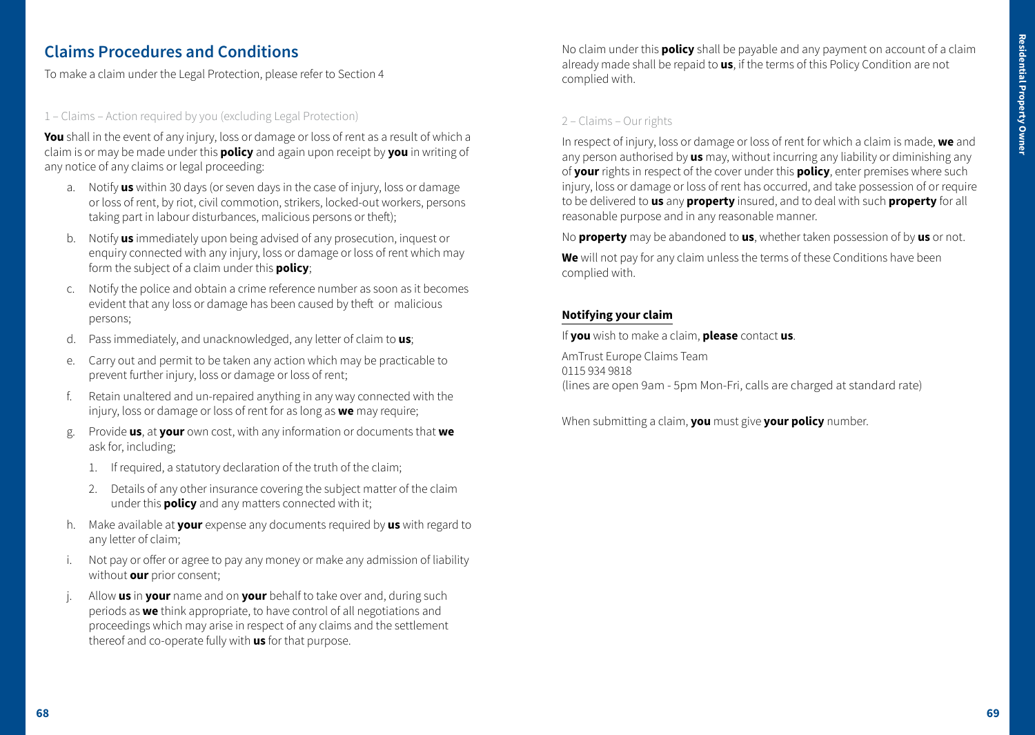## Claims Procedures and Conditions

To make a claim under the Legal Protection, please refer to Section 4

### 1 – Claims – Action required by you (excluding Legal Protection)

**You** shall in the event of any injury, loss or damage or loss of rent as a result of which a claim is or may be made under this **policy** and again upon receipt by **you** in writing of any notice of any claims or legal proceeding:

a. Notify **us** within 30 days (or seven days in the case of injury, loss or damage or loss of rent, by riot, civil commotion, strikers, locked-out workers, persons taking part in labour disturbances, malicious persons or theft);

b. Notify **us** immediately upon being advised of any prosecution, inquest or enquiry connected with any injury, loss or damage or loss of rent which may form the subject of a claim under this **policy**;

c. Notify the police and obtain a crime reference number as soon as it becomes evident that any loss or damage has been caused by theft or malicious persons;

d. Pass immediately, and unacknowledged, any letter of claim to **us**;

e. Carry out and permit to be taken any action which may be practicable to prevent further injury, loss or damage or loss of rent;

f. Retain unaltered and un-repaired anything in any way connected with the injury, loss or damage or loss of rent for as long as **we** may require;

g. Provide **us**, at **your** own cost, with any information or documents that **we** ask for, including;

   1. If required, a statutory declaration of the truth of the claim;
   2. Details of any other insurance covering the subject matter of the claim under this **policy** and any matters connected with it;

h. Make available at **your** expense any documents required by **us** with regard to any letter of claim;

i. Not pay or offer or agree to pay any money or make any admission of liability without **our** prior consent;

j. Allow **us** in **your** name and on **your** behalf to take over and, during such periods as **we** think appropriate, to have control of all negotiations and proceedings which may arise in respect of any claims and the settlement thereof and co-operate fully with **us** for that purpose.

No claim under this **policy** shall be payable and any payment on account of a claim already made shall be repaid to **us**, if the terms of this Policy Condition are not complied with.

### 2 – Claims – Our rights

In respect of injury, loss or damage or loss of rent for which a claim is made, **we** and any person authorised by **us** may, without incurring any liability or diminishing any of **your** rights in respect of the cover under this **policy**, enter premises where such injury, loss or damage or loss of rent has occurred, and take possession of or require to be delivered to **us** any **property** insured, and to deal with such **property** for all reasonable purpose and in any reasonable manner.

No **property** may be abandoned to **us**, whether taken possession of by **us** or not.

**We** will not pay for any claim unless the terms of these Conditions have been complied with.

### Notifying your claim

If **you** wish to make a claim, **please** contact **us**.

AmTrust Europe Claims Team
0115 934 9818
(lines are open 9am - 5pm Mon-Fri, calls are charged at standard rate)

When submitting a claim, **you** must give **your policy** number.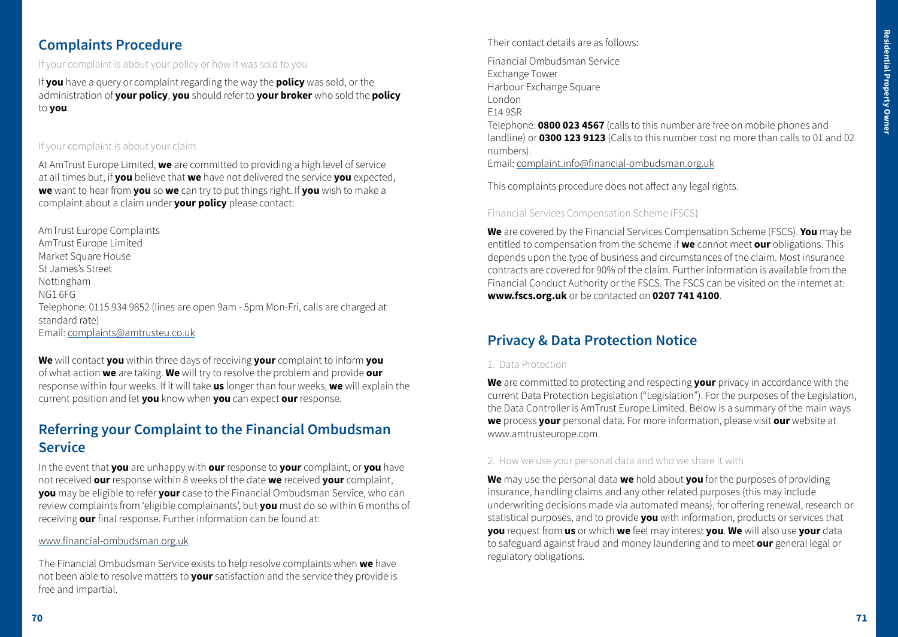## Complaints Procedure

If your complaint is about your policy or how it was sold to you

If **you** have a query or complaint regarding the way the **policy** was sold, or the administration of **your policy**, **you** should refer to **your broker** who sold the **policy** to **you**.

If your complaint is about your claim

At AmTrust Europe Limited, **we** are committed to providing a high level of service at all times but, if **you** believe that **we** have not delivered the service **you** expected, **we** want to hear from **you** so **we** can try to put things right. If **you** wish to make a complaint about a claim under **your policy** please contact:

AmTrust Europe Complaints
AmTrust Europe Limited
Market Square House
St James's Street
Nottingham
NG1 6FG
Telephone: 0115 934 9852 (lines are open 9am - 5pm Mon-Fri, calls are charged at standard rate)
Email: complaints@amtrusteu.co.uk

**We** will contact **you** within three days of receiving **your** complaint to inform **you** of what action **we** are taking. **We** will try to resolve the problem and provide **our** response within four weeks. If it will take **us** longer than four weeks, **we** will explain the current position and let **you** know when **you** can expect **our** response.

## Referring your Complaint to the Financial Ombudsman Service

In the event that **you** are unhappy with **our** response to **your** complaint, or **you** have not received **our** response within 8 weeks of the date **we** received **your** complaint, **you** may be eligible to refer **your** case to the Financial Ombudsman Service, who can review complaints from 'eligible complainants', but **you** must do so within 6 months of receiving **our** final response. Further information can be found at:

www.financial-ombudsman.org.uk

The Financial Ombudsman Service exists to help resolve complaints when **we** have not been able to resolve matters to **your** satisfaction and the service they provide is free and impartial.

Their contact details are as follows:

Financial Ombudsman Service
Exchange Tower
Harbour Exchange Square
London
E14 9SR
Telephone: **0800 023 4567** (calls to this number are free on mobile phones and landline) or **0300 123 9123** (Calls to this number cost no more than calls to 01 and 02 numbers).
Email: complaint.info@financial-ombudsman.org.uk

This complaints procedure does not affect any legal rights.

Financial Services Compensation Scheme (FSCS)

**We** are covered by the Financial Services Compensation Scheme (FSCS). **You** may be entitled to compensation from the scheme if **we** cannot meet **our** obligations. This depends upon the type of business and circumstances of the claim. Most insurance contracts are covered for 90% of the claim. Further information is available from the Financial Conduct Authority or the FSCS. The FSCS can be visited on the internet at: **www.fscs.org.uk** or be contacted on **0207 741 4100**.

## Privacy & Data Protection Notice

1. Data Protection

**We** are committed to protecting and respecting **your** privacy in accordance with the current Data Protection Legislation ("Legislation"). For the purposes of the Legislation, the Data Controller is AmTrust Europe Limited. Below is a summary of the main ways **we** process **your** personal data. For more information, please visit **our** website at www.amtrusteurope.com.

2. How we use your personal data and who we share it with

**We** may use the personal data **we** hold about **you** for the purposes of providing insurance, handling claims and any other related purposes (this may include underwriting decisions made via automated means), for offering renewal, research or statistical purposes, and to provide **you** with information, products or services that **you** request from **us** or which **we** feel may interest **you**. **We** will also use **your** data to safeguard against fraud and money laundering and to meet **our** general legal or regulatory obligations.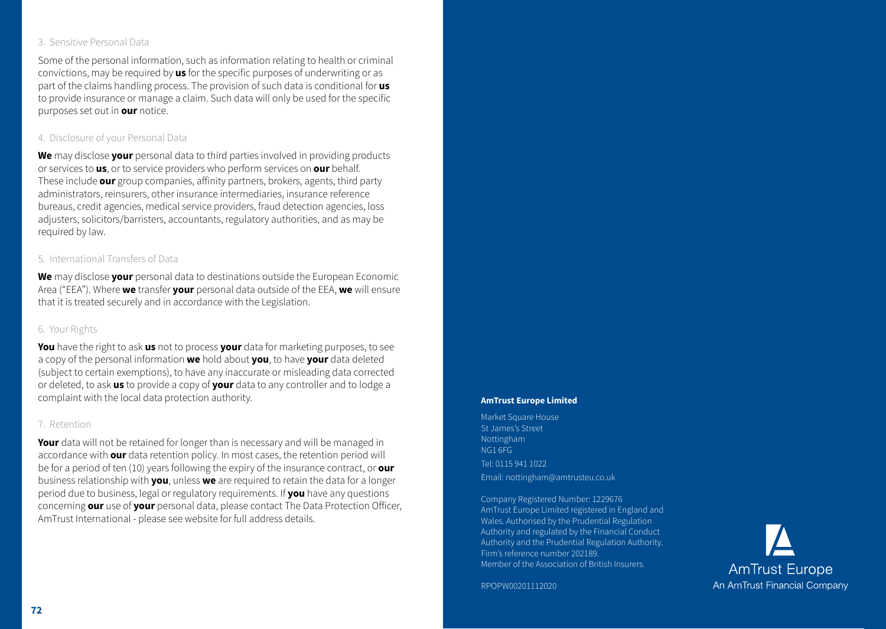### 3. Sensitive Personal Data

Some of the personal information, such as information relating to health or criminal convictions, may be required by **us** for the specific purposes of underwriting or as part of the claims handling process. The provision of such data is conditional for **us** to provide insurance or manage a claim. Such data will only be used for the specific purposes set out in **our** notice.

### 4. Disclosure of your Personal Data

**We** may disclose **your** personal data to third parties involved in providing products or services to **us**, or to service providers who perform services on **our** behalf. These include **our** group companies, affinity partners, brokers, agents, third party administrators, reinsurers, other insurance intermediaries, insurance reference bureaus, credit agencies, medical service providers, fraud detection agencies, loss adjusters, solicitors/barristers, accountants, regulatory authorities, and as may be required by law.

### 5. International Transfers of Data

**We** may disclose **your** personal data to destinations outside the European Economic Area ("EEA"). Where **we** transfer **your** personal data outside of the EEA, **we** will ensure that it is treated securely and in accordance with the Legislation.

### 6. Your Rights

**You** have the right to ask **us** not to process **your** data for marketing purposes, to see a copy of the personal information **we** hold about **you**, to have **your** data deleted (subject to certain exemptions), to have any inaccurate or misleading data corrected or deleted, to ask **us** to provide a copy of **your** data to any controller and to lodge a complaint with the local data protection authority.

### 7. Retention

**Your** data will not be retained for longer than is necessary and will be managed in accordance with **our** data retention policy. In most cases, the retention period will be for a period of ten (10) years following the expiry of the insurance contract, or **our** business relationship with **you**, unless **we** are required to retain the data for a longer period due to business, legal or regulatory requirements. If **you** have any questions concerning **our** use of **your** personal data, please contact The Data Protection Officer, AmTrust International - please see website for full address details.

**AmTrust Europe Limited**

Market Square House
St James's Street
Nottingham
NG1 6FG

Tel: 0115 941 1022

Email: nottingham@amtrusteu.co.uk

Company Registered Number: 1229676
AmTrust Europe Limited registered in England and Wales. Authorised by the Prudential Regulation Authority and regulated by the Financial Conduct Authority and the Prudential Regulation Authority. Firm's reference number 202189.
Member of the Association of British Insurers.

RPOPW00201112020

AmTrust Europe
An AmTrust Financial Company